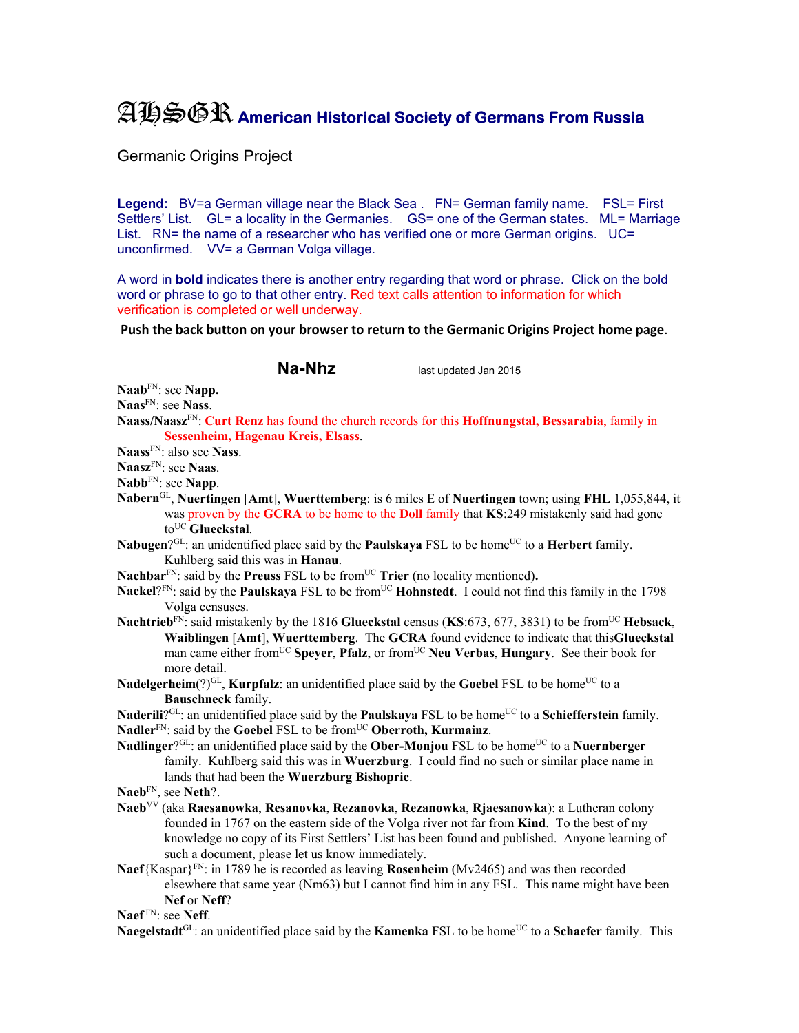# AHSGR American Historical Society of Germans From Russia

Germanic Origins Project

**Legend:** BV=a German village near the Black Sea . FN= German family name. FSL= First Settlers' List. GL= a locality in the Germanies. GS= one of the German states. ML= Marriage List. RN= the name of a researcher who has verified one or more German origins. UC= unconfirmed. VV= a German Volga village.

A word in **bold** indicates there is another entry regarding that word or phrase. Click on the bold word or phrase to go to that other entry. Red text calls attention to information for which verification is completed or well underway.

**Push the back button on your browser to return to the Germanic Origins Project home page**.

## Na-Nhz

last updated Jan 2015

**Naab**[FN]: see **Napp.**

**Naas**[FN]: see **Nass**.

**Naass/Naasz**[FN]: **Curt Renz** has found the church records for this **Hoffnungstal, Bessarabia**, family in **Sessenheim, Hagenau Kreis, Elsass**.

**Naass**[FN]: also see **Nass**.

**Naasz**[FN]: see **Naas**.

**Nabb**[FN]: see **Napp**.

**Nabern**[GL], **Nuertingen** [**Amt**], **Wuerttemberg**: is 6 miles E of **Nuertingen** town; using **FHL** 1,055,844, it was proven by the **GCRA** to be home to the **Doll** family that **KS**:249 mistakenly said had gone to[UC] **Glueckstal**.

**Nabugen**?[GL]: an unidentified place said by the **Paulskaya** FSL to be home[UC] to a **Herbert** family. Kuhlberg said this was in **Hanau**.

**Nachbar**[FN]: said by the **Preuss** FSL to be from[UC] **Trier** (no locality mentioned)**.**

**Nackel**?[FN]: said by the **Paulskaya** FSL to be from[UC] **Hohnstedt**. I could not find this family in the 1798 Volga censuses.

**Nachtrieb**[FN]: said mistakenly by the 1816 **Glueckstal** census (**KS**:673, 677, 3831) to be from[UC] **Hebsack**, **Waiblingen** [**Amt**], **Wuerttemberg**. The **GCRA** found evidence to indicate that this**Glueckstal** man came either from[UC] **Speyer**, **Pfalz**, or from[UC] **Neu Verbas**, **Hungary**. See their book for more detail.

**Nadelgerheim**(?)[GL], **Kurpfalz**: an unidentified place said by the **Goebel** FSL to be home[UC] to a **Bauschneck** family.

**Naderili**?[GL]: an unidentified place said by the **Paulskaya** FSL to be home[UC] to a **Schiefferstein** family.

**Nadler**[FN]: said by the **Goebel** FSL to be from[UC] **Oberroth, Kurmainz**.

**Nadlinger**?[GL]: an unidentified place said by the **Ober-Monjou** FSL to be home[UC] to a **Nuernberger** family. Kuhlberg said this was in **Wuerzburg**. I could find no such or similar place name in lands that had been the **Wuerzburg Bishopric**.

**Naeb**[FN], see **Neth**?.

**Naeb**[VV] (aka **Raesanowka**, **Resanovka**, **Rezanovka**, **Rezanowka**, **Rjaesanowka**): a Lutheran colony founded in 1767 on the eastern side of the Volga river not far from **Kind**. To the best of my knowledge no copy of its First Settlers' List has been found and published. Anyone learning of such a document, please let us know immediately.

**Naef**{Kaspar}[FN]: in 1789 he is recorded as leaving **Rosenheim** (Mv2465) and was then recorded elsewhere that same year (Nm63) but I cannot find him in any FSL. This name might have been **Nef** or **Neff**?

**Naef** [FN]: see **Neff**.

**Naegelstadt**[GL]: an unidentified place said by the **Kamenka** FSL to be home[UC] to a **Schaefer** family. This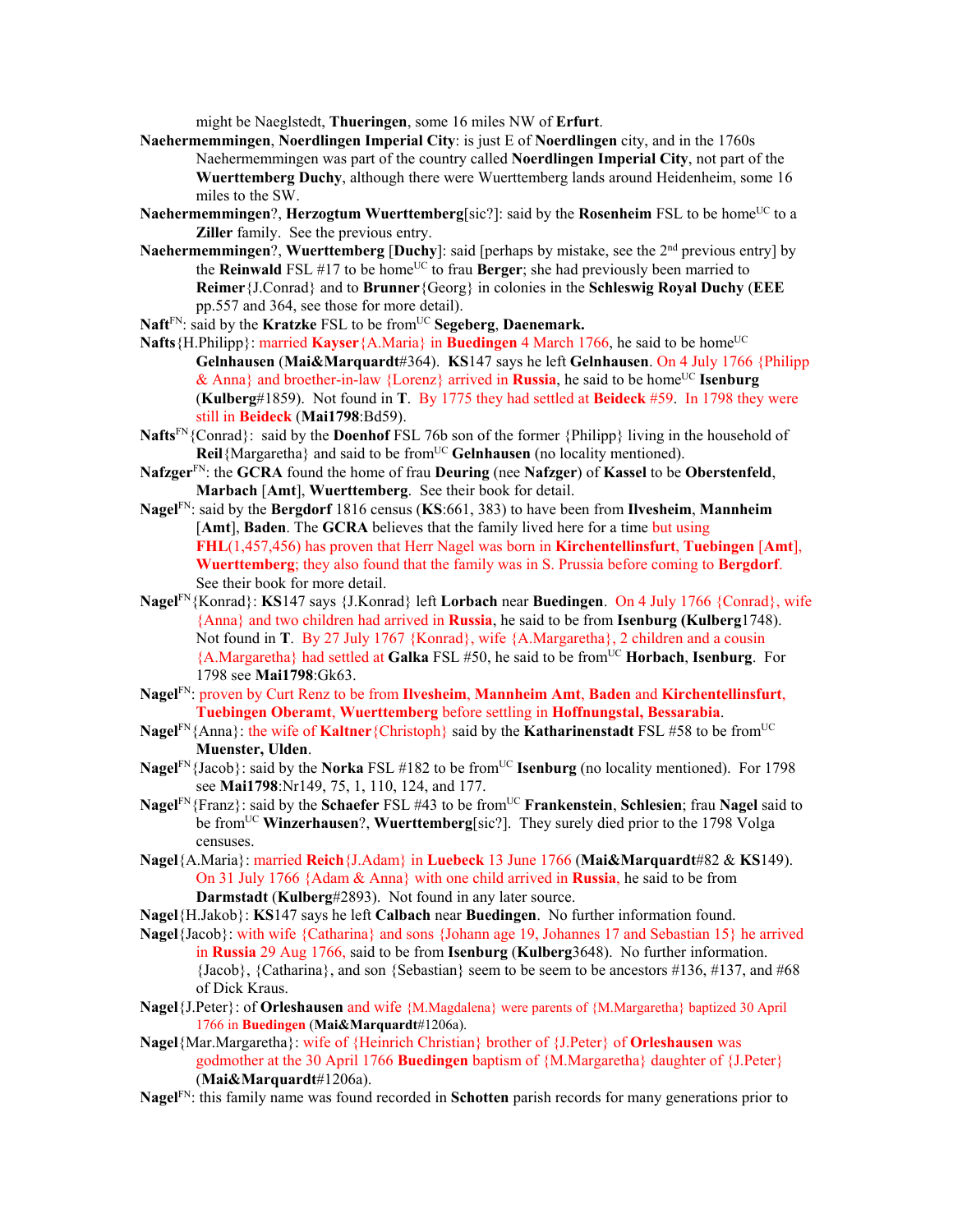might be Naeglstedt, **Thueringen**, some 16 miles NW of **Erfurt**.

**Naehermemmingen**, **Noerdlingen Imperial City**: is just E of **Noerdlingen** city, and in the 1760s Naehermemmingen was part of the country called **Noerdlingen Imperial City**, not part of the **Wuerttemberg Duchy**, although there were Wuerttemberg lands around Heidenheim, some 16 miles to the SW.

**Naehermemmingen**?, **Herzogtum Wuerttemberg**[sic?]: said by the **Rosenheim** FSL to be home[UC] to a **Ziller** family. See the previous entry.

**Naehermemmingen**?, **Wuerttemberg** [**Duchy**]: said [perhaps by mistake, see the 2[nd] previous entry] by the **Reinwald** FSL #17 to be home[UC] to frau **Berger**; she had previously been married to **Reimer**{J.Conrad} and to **Brunner**{Georg} in colonies in the **Schleswig Royal Duchy** (**EEE** pp.557 and 364, see those for more detail).

**Naft**[FN]: said by the **Kratzke** FSL to be from[UC] **Segeberg**, **Daenemark.**

**Nafts**{H.Philipp}: married **Kayser**{A.Maria} in **Buedingen** 4 March 1766, he said to be home[UC] **Gelnhausen** (**Mai&Marquardt**#364). **KS**147 says he left **Gelnhausen**. On 4 July 1766 {Philipp & Anna} and broether-in-law {Lorenz} arrived in **Russia**, he said to be home[UC] **Isenburg** (**Kulberg**#1859). Not found in **T**. By 1775 they had settled at **Beideck** #59. In 1798 they were still in **Beideck** (**Mai1798**:Bd59).

**Nafts**[FN]{Conrad}: said by the **Doenhof** FSL 76b son of the former {Philipp} living in the household of **Reil**{Margaretha} and said to be from[UC] **Gelnhausen** (no locality mentioned).

**Nafzger**[FN]: the **GCRA** found the home of frau **Deuring** (nee **Nafzger**) of **Kassel** to be **Oberstenfeld**, **Marbach** [**Amt**], **Wuerttemberg**. See their book for detail.

**Nagel**[FN]: said by the **Bergdorf** 1816 census (**KS**:661, 383) to have been from **Ilvesheim**, **Mannheim** [**Amt**], **Baden**. The **GCRA** believes that the family lived here for a time but using **FHL**(1,457,456) has proven that Herr Nagel was born in **Kirchentellinsfurt**, **Tuebingen** [**Amt**], **Wuerttemberg**; they also found that the family was in S. Prussia before coming to **Bergdorf**. See their book for more detail.

**Nagel**[FN]{Konrad}: **KS**147 says {J.Konrad} left **Lorbach** near **Buedingen**. On 4 July 1766 {Conrad}, wife {Anna} and two children had arrived in **Russia**, he said to be from **Isenburg** (**Kulberg**1748). Not found in **T**. By 27 July 1767 {Konrad}, wife {A.Margaretha}, 2 children and a cousin {A.Margaretha} had settled at **Galka** FSL #50, he said to be from[UC] **Horbach**, **Isenburg**. For 1798 see **Mai1798**:Gk63.

**Nagel**[FN]: proven by Curt Renz to be from **Ilvesheim**, **Mannheim Amt**, **Baden** and **Kirchentellinsfurt**, **Tuebingen Oberamt**, **Wuerttemberg** before settling in **Hoffnungstal, Bessarabia**.

**Nagel**[FN]{Anna}: the wife of **Kaltner**{Christoph} said by the **Katharinenstadt** FSL #58 to be from[UC] **Muenster, Ulden**.

**Nagel**[FN]{Jacob}: said by the **Norka** FSL #182 to be from[UC] **Isenburg** (no locality mentioned). For 1798 see **Mai1798**:Nr149, 75, 1, 110, 124, and 177.

**Nagel**[FN]{Franz}: said by the **Schaefer** FSL #43 to be from[UC] **Frankenstein**, **Schlesien**; frau **Nagel** said to be from[UC] **Winzerhausen**?, **Wuerttemberg**[sic?]. They surely died prior to the 1798 Volga censuses.

**Nagel**{A.Maria}: married **Reich**{J.Adam} in **Luebeck** 13 June 1766 (**Mai&Marquardt**#82 & **KS**149). On 31 July 1766 {Adam & Anna} with one child arrived in **Russia**, he said to be from **Darmstadt** (**Kulberg**#2893). Not found in any later source.

**Nagel**{H.Jakob}: **KS**147 says he left **Calbach** near **Buedingen**. No further information found.

**Nagel**{Jacob}: with wife {Catharina} and sons {Johann age 19, Johannes 17 and Sebastian 15} he arrived in **Russia** 29 Aug 1766, said to be from **Isenburg** (**Kulberg**3648). No further information. {Jacob}, {Catharina}, and son {Sebastian} seem to be seem to be ancestors #136, #137, and #68 of Dick Kraus.

**Nagel**{J.Peter}: of **Orleshausen** and wife {M.Magdalena} were parents of {M.Margaretha} baptized 30 April 1766 in **Buedingen** (**Mai&Marquardt**#1206a).

**Nagel**{Mar.Margaretha}: wife of {Heinrich Christian} brother of {J.Peter} of **Orleshausen** was godmother at the 30 April 1766 **Buedingen** baptism of {M.Margaretha} daughter of {J.Peter} (**Mai&Marquardt**#1206a).

**Nagel**[FN]: this family name was found recorded in **Schotten** parish records for many generations prior to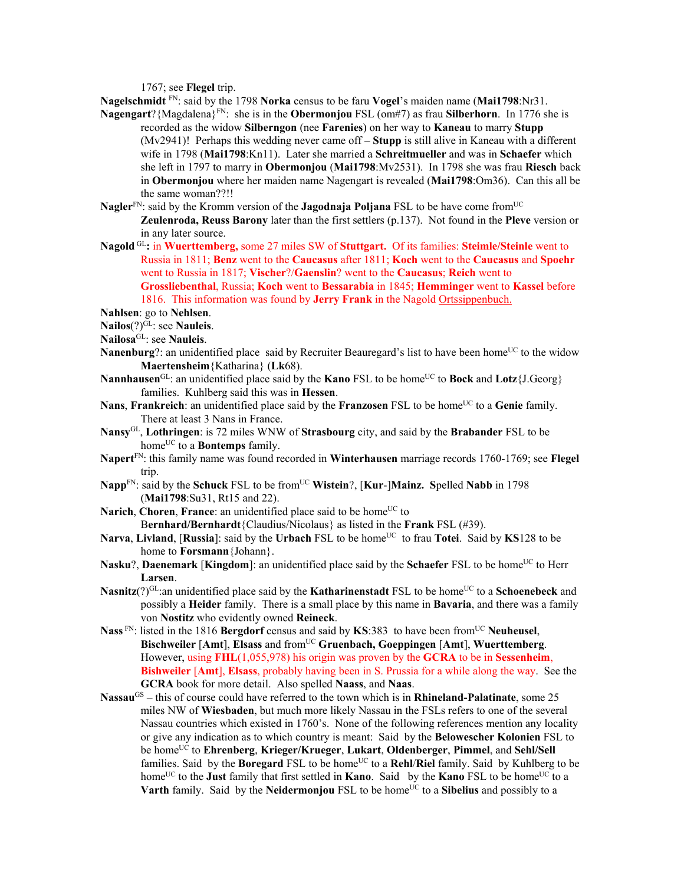1767; see **Flegel** trip.

**Nagelschmidt** [FN]: said by the 1798 **Norka** census to be faru **Vogel**'s maiden name (**Mai1798**:Nr31.

**Nagengart**?{Magdalena}[FN]: she is in the **Obermonjou** FSL (om#7) as frau **Silberhorn**. In 1776 she is recorded as the widow **Silberngon** (nee **Farenies**) on her way to **Kaneau** to marry **Stupp** (Mv2941)! Perhaps this wedding never came off – **Stupp** is still alive in Kaneau with a different wife in 1798 (**Mai1798**:Kn11). Later she married a **Schreitmueller** and was in **Schaefer** which she left in 1797 to marry in **Obermonjou** (**Mai1798**:Mv2531). In 1798 she was frau **Riesch** back in **Obermonjou** where her maiden name Nagengart is revealed (**Mai1798**:Om36). Can this all be the same woman??!!

**Nagler**[FN]: said by the Kromm version of the **Jagodnaja Poljana** FSL to be have come from[UC] **Zeulenroda, Reuss Barony** later than the first settlers (p.137). Not found in the **Pleve** version or in any later source.

**Nagold** [GL]**:** in **Wuerttemberg,** some 27 miles SW of **Stuttgart.** Of its families: **Steimle/Steinle** went to Russia in 1811; **Benz** went to the **Caucasus** after 1811; **Koch** went to the **Caucasus** and **Spoehr** went to Russia in 1817; **Vischer**?/**Gaenslin**? went to the **Caucasus**; **Reich** went to **Grossliebenthal**, Russia; **Koch** went to **Bessarabia** in 1845; **Hemminger** went to **Kassel** before 1816. This information was found by **Jerry Frank** in the Nagold Ortssippenbuch.

**Nahlsen**: go to **Nehlsen**.

**Nailos**(?)[GL]: see **Nauleis**.

**Nailosa**[GL]: see **Nauleis**.

**Nanenburg**?: an unidentified place said by Recruiter Beauregard's list to have been home[UC] to the widow **Maertensheim**{Katharina} (**Lk**68).

**Nannhausen**[GL]: an unidentified place said by the **Kano** FSL to be home[UC] to **Bock** and **Lotz**{J.Georg} families. Kuhlberg said this was in **Hessen**.

**Nans**, **Frankreich**: an unidentified place said by the **Franzosen** FSL to be home[UC] to a **Genie** family. There at least 3 Nans in France.

**Nansy**[GL], **Lothringen**: is 72 miles WNW of **Strasbourg** city, and said by the **Brabander** FSL to be home[UC] to a **Bontemps** family.

**Napert**[FN]: this family name was found recorded in **Winterhausen** marriage records 1760-1769; see **Flegel** trip.

**Napp**[FN]: said by the **Schuck** FSL to be from[UC] **Wistein**?, [**Kur**-]**Mainz.** **S**pelled **Nabb** in 1798 (**Mai1798**:Su31, Rt15 and 22).

**Narich**, **Choren**, **France**: an unidentified place said to be home[UC] to B**ernhard/Bernhardt**{Claudius/Nicolaus} as listed in the **Frank** FSL (#39).

**Narva**, **Livland**, [**Russia**]: said by the **Urbach** FSL to be home[UC] to frau **Totei**. Said by **KS**128 to be home to **Forsmann**{Johann}.

**Nasku**?, **Daenemark** [**Kingdom**]: an unidentified place said by the **Schaefer** FSL to be home[UC] to Herr **Larsen**.

**Nasnitz**(?)[GL]:an unidentified place said by the **Katharinenstadt** FSL to be home[UC] to a **Schoenebeck** and possibly a **Heider** family. There is a small place by this name in **Bavaria**, and there was a family von **Nostitz** who evidently owned **Reineck**.

**Nass** [FN]: listed in the 1816 **Bergdorf** census and said by **KS**:383 to have been from[UC] **Neuheusel**, **Bischweiler** [**Amt**], **Elsass** and from[UC] **Gruenbach, Goeppingen** [**Amt**], **Wuerttemberg**. However, using **FHL**(1,055,978) his origin was proven by the **GCRA** to be in **Sessenheim**, **Bishweiler** [**Amt**], **Elsass**, probably having been in S. Prussia for a while along the way. See the **GCRA** book for more detail. Also spelled **Naass**, and **Naas**.

**Nassau**[GS] – this of course could have referred to the town which is in **Rhineland-Palatinate**, some 25 miles NW of **Wiesbaden**, but much more likely Nassau in the FSLs refers to one of the several Nassau countries which existed in 1760's. None of the following references mention any locality or give any indication as to which country is meant: Said by the **Belowescher Kolonien** FSL to be home[UC] to **Ehrenberg**, **Krieger/Krueger**, **Lukart**, **Oldenberger**, **Pimmel**, and **Sehl/Sell** families. Said by the **Boregard** FSL to be home[UC] to a **Rehl**/**Riel** family. Said by Kuhlberg to be home[UC] to the **Just** family that first settled in **Kano**. Said by the **Kano** FSL to be home[UC] to a **Varth** family. Said by the **Neidermonjou** FSL to be home[UC] to a **Sibelius** and possibly to a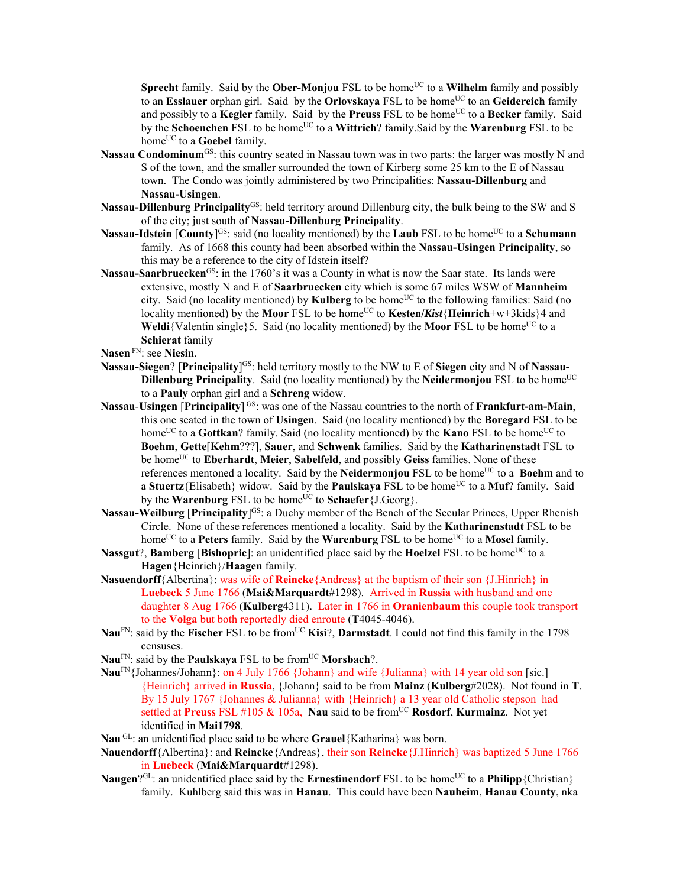**Sprecht** family. Said by the **Ober-Monjou** FSL to be home[UC] to a **Wilhelm** family and possibly to an **Esslauer** orphan girl. Said by the **Orlovskaya** FSL to be home[UC] to an **Geidereich** family and possibly to a **Kegler** family. Said by the **Preuss** FSL to be home[UC] to a **Becker** family. Said by the **Schoenchen** FSL to be home[UC] to a **Wittrich**? family.Said by the **Warenburg** FSL to be home[UC] to a **Goebel** family.

**Nassau Condominum**[GS]: this country seated in Nassau town was in two parts: the larger was mostly N and S of the town, and the smaller surrounded the town of Kirberg some 25 km to the E of Nassau town. The Condo was jointly administered by two Principalities: **Nassau-Dillenburg** and **Nassau-Usingen**.

**Nassau-Dillenburg Principality**[GS]: held territory around Dillenburg city, the bulk being to the SW and S of the city; just south of **Nassau-Dillenburg Principality**.

**Nassau-Idstein** [**County**][GS]: said (no locality mentioned) by the **Laub** FSL to be home[UC] to a **Schumann** family. As of 1668 this county had been absorbed within the **Nassau-Usingen Principality**, so this may be a reference to the city of Idstein itself?

**Nassau-Saarbruecken**[GS]: in the 1760's it was a County in what is now the Saar state. Its lands were extensive, mostly N and E of **Saarbruecken** city which is some 67 miles WSW of **Mannheim** city. Said (no locality mentioned) by **Kulberg** to be home[UC] to the following families: Said (no locality mentioned) by the **Moor** FSL to be home[UC] to **Kesten**/***Kist***{**Heinrich**+w+3kids}4 and **Weldi**{Valentin single}5. Said (no locality mentioned) by the **Moor** FSL to be home[UC] to a **Schierat** family

**Nasen** [FN]: see **Niesin**.

**Nassau-Siegen**? [**Principality**][GS]: held territory mostly to the NW to E of **Siegen** city and N of **Nassau-Dillenburg Principality**. Said (no locality mentioned) by the **Neidermonjou** FSL to be home[UC] to a **Pauly** orphan girl and a **Schreng** widow.

**Nassau**-**Usingen** [**Principality**] [GS]: was one of the Nassau countries to the north of **Frankfurt-am-Main**, this one seated in the town of **Usingen**. Said (no locality mentioned) by the **Boregard** FSL to be home[UC] to a **Gottkan**? family. Said (no locality mentioned) by the **Kano** FSL to be home[UC] to **Boehm**, **Gette**[**Kehm**???], **Sauer**, and **Schwenk** families. Said by the **Katharinenstadt** FSL to be home[UC] to **Eberhardt**, **Meier**, **Sabelfeld**, and possibly **Geiss** families. None of these references mentoned a locality. Said by the **Neidermonjou** FSL to be home[UC] to a **Boehm** and to a **Stuertz**{Elisabeth} widow. Said by the **Paulskaya** FSL to be home[UC] to a **Muf**? family. Said by the **Warenburg** FSL to be home[UC] to **Schaefer**{J.Georg}.

**Nassau-Weilburg** [**Principality**][GS]: a Duchy member of the Bench of the Secular Princes, Upper Rhenish Circle. None of these references mentioned a locality. Said by the **Katharinenstadt** FSL to be home[UC] to a **Peters** family. Said by the **Warenburg** FSL to be home[UC] to a **Mosel** family.

**Nassgut**?, **Bamberg** [**Bishopric**]: an unidentified place said by the **Hoelzel** FSL to be home[UC] to a **Hagen**{Heinrich}/**Haagen** family.

**Nasuendorff**{Albertina}: was wife of **Reincke**{Andreas} at the baptism of their son {J.Hinrich} in **Luebeck** 5 June 1766 (**Mai&Marquardt**#1298). Arrived in **Russia** with husband and one daughter 8 Aug 1766 (**Kulberg**4311). Later in 1766 in **Oranienbaum** this couple took transport to the **Volga** but both reportedly died enroute (**T**4045-4046).

**Nau**[FN]: said by the **Fischer** FSL to be from[UC] **Kisi**?, **Darmstadt**. I could not find this family in the 1798 censuses.

**Nau**[FN]: said by the **Paulskaya** FSL to be from[UC] **Morsbach**?.

**Nau**[FN]{Johannes/Johann}: on 4 July 1766 {Johann} and wife {Julianna} with 14 year old son [sic.] {Heinrich} arrived in **Russia**, {Johann} said to be from **Mainz** (**Kulberg**#2028). Not found in **T**. By 15 July 1767 {Johannes & Julianna} with {Heinrich} a 13 year old Catholic stepson had settled at **Preuss** FSL #105 & 105a, **Nau** said to be from[UC] **Rosdorf**, **Kurmainz**. Not yet identified in **Mai1798**.

**Nau** [GL]: an unidentified place said to be where **Grauel**{Katharina} was born.

**Nauendorff**{Albertina}: and **Reincke**{Andreas}, their son **Reincke**{J.Hinrich} was baptized 5 June 1766 in **Luebeck** (**Mai&Marquardt**#1298).

**Naugen**?[GL]: an unidentified place said by the **Ernestinendorf** FSL to be home[UC] to a **Philipp**{Christian} family. Kuhlberg said this was in **Hanau**. This could have been **Nauheim**, **Hanau County**, nka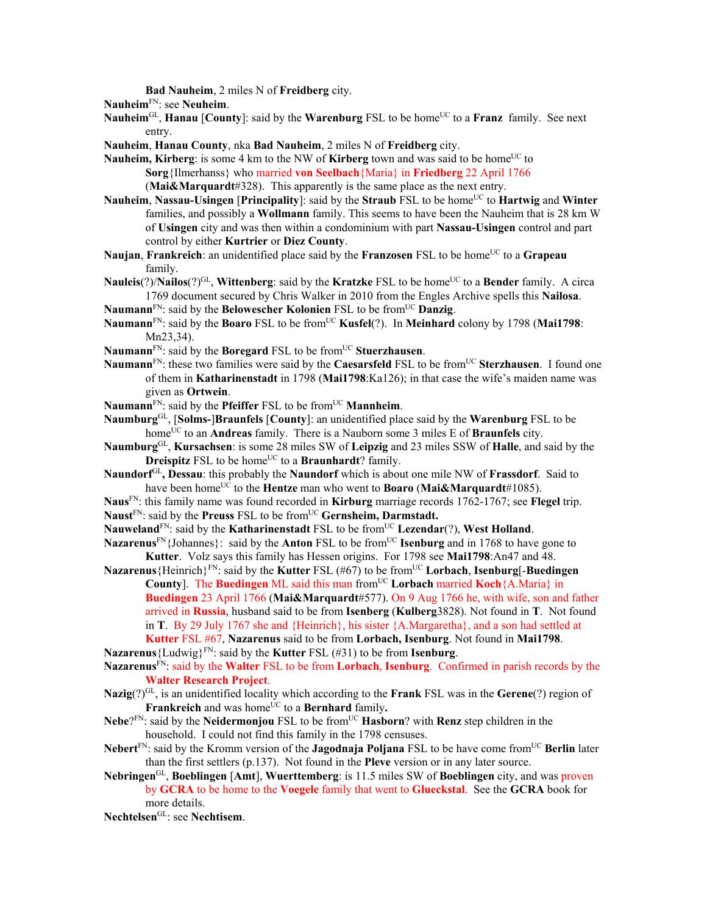**Bad Nauheim**, 2 miles N of **Freidberg** city.

**Nauheim**[FN]: see **Neuheim**.

**Nauheim**[GL], **Hanau** [**County**]: said by the **Warenburg** FSL to be home[UC] to a **Franz** family. See next entry.

**Nauheim**, **Hanau County**, nka **Bad Nauheim**, 2 miles N of **Freidberg** city.

**Nauheim, Kirberg**: is some 4 km to the NW of **Kirberg** town and was said to be home[UC] to **Sorg**{Ilmerhanss} who married **von Seelbach**{Maria} in **Friedberg** 22 April 1766 (**Mai&Marquardt**#328). This apparently is the same place as the next entry.

**Nauheim**, **Nassau-Usingen** [**Principality**]: said by the **Straub** FSL to be home[UC] to **Hartwig** and **Winter** families, and possibly a **Wollmann** family. This seems to have been the Nauheim that is 28 km W of **Usingen** city and was then within a condominium with part **Nassau-Usingen** control and part control by either **Kurtrier** or **Diez County**.

**Naujan**, **Frankreich**: an unidentified place said by the **Franzosen** FSL to be home[UC] to a **Grapeau** family.

**Nauleis**(?)/**Nailos**(?)[GL], **Wittenberg**: said by the **Kratzke** FSL to be home[UC] to a **Bender** family. A circa 1769 document secured by Chris Walker in 2010 from the Engles Archive spells this **Nailosa**.

**Naumann**[FN]: said by the **Belowescher Kolonien** FSL to be from[UC] **Danzig**.

**Naumann**[FN]: said by the **Boaro** FSL to be from[UC] **Kusfel**(?). In **Meinhard** colony by 1798 (**Mai1798**: Mn23,34).

**Naumann**[FN]: said by the **Boregard** FSL to be from[UC] **Stuerzhausen**.

**Naumann**[FN]: these two families were said by the **Caesarsfeld** FSL to be from[UC] **Sterzhausen**. I found one of them in **Katharinenstadt** in 1798 (**Mai1798**:Ka126); in that case the wife's maiden name was given as **Ortwein**.

**Naumann**[FN]: said by the **Pfeiffer** FSL to be from[UC] **Mannheim**.

**Naumburg**[GL], [**Solms-**]**Braunfels** [**County**]: an unidentified place said by the **Warenburg** FSL to be home[UC] to an **Andreas** family. There is a Nauborn some 3 miles E of **Braunfels** city.

**Naumburg**[GL], **Kursachsen**: is some 28 miles SW of **Leipzig** and 23 miles SSW of **Halle**, and said by the **Dreispitz** FSL to be home[UC] to a **Braunhardt**? family.

**Naundorf**[GL]**, Dessau**: this probably the **Naundorf** which is about one mile NW of **Frassdorf**. Said to have been home[UC] to the **Hentze** man who went to **Boaro** (**Mai&Marquardt**#1085).

**Naus**[FN]: this family name was found recorded in **Kirburg** marriage records 1762-1767; see **Flegel** trip.

**Naust**[FN]: said by the **Preuss** FSL to be from[UC] **Gernsheim, Darmstadt.**

**Nauweland**[FN]: said by the **Katharinenstadt** FSL to be from[UC] **Lezendar**(?), **West Holland**.

**Nazarenus**[FN]{Johannes}: said by the **Anton** FSL to be from[UC] **Isenburg** and in 1768 to have gone to **Kutter**. Volz says this family has Hessen origins. For 1798 see **Mai1798**:An47 and 48.

**Nazarenus**{Heinrich}[FN]: said by the **Kutter** FSL (#67) to be from[UC] **Lorbach**, **Isenburg**[-**Buedingen County**]. The **Buedingen** ML said this man from[UC] **Lorbach** married **Koch**{A.Maria} in **Buedingen** 23 April 1766 (**Mai&Marquardt**#577). On 9 Aug 1766 he, with wife, son and father arrived in **Russia**, husband said to be from **Isenberg** (**Kulberg**3828). Not found in **T**. Not found in **T**. By 29 July 1767 she and {Heinrich}, his sister {A.Margaretha}, and a son had settled at **Kutter** FSL #67, **Nazarenus** said to be from **Lorbach, Isenburg**. Not found in **Mai1798**.

**Nazarenus**{Ludwig}[FN]: said by the **Kutter** FSL (#31) to be from **Isenburg**.

**Nazarenus**[FN]: said by the **Walter** FSL to be from **Lorbach**, **Isenburg**. Confirmed in parish records by the **Walter Research Project**.

**Nazig**(?)[GL], is an unidentified locality which according to the **Frank** FSL was in the **Gerene**(?) region of **Frankreich** and was home[UC] to a **Bernhard** family**.**

**Nebe**?[FN]: said by the **Neidermonjou** FSL to be from[UC] **Hasborn**? with **Renz** step children in the household. I could not find this family in the 1798 censuses.

**Nebert**[FN]: said by the Kromm version of the **Jagodnaja Poljana** FSL to be have come from[UC] **Berlin** later than the first settlers (p.137). Not found in the **Pleve** version or in any later source.

**Nebringen**[GL], **Boeblingen** [**Amt**], **Wuerttemberg**: is 11.5 miles SW of **Boeblingen** city, and was proven by **GCRA** to be home to the **Voegele** family that went to **Glueckstal**. See the **GCRA** book for more details.

**Nechtelsen**[GL]: see **Nechtisem**.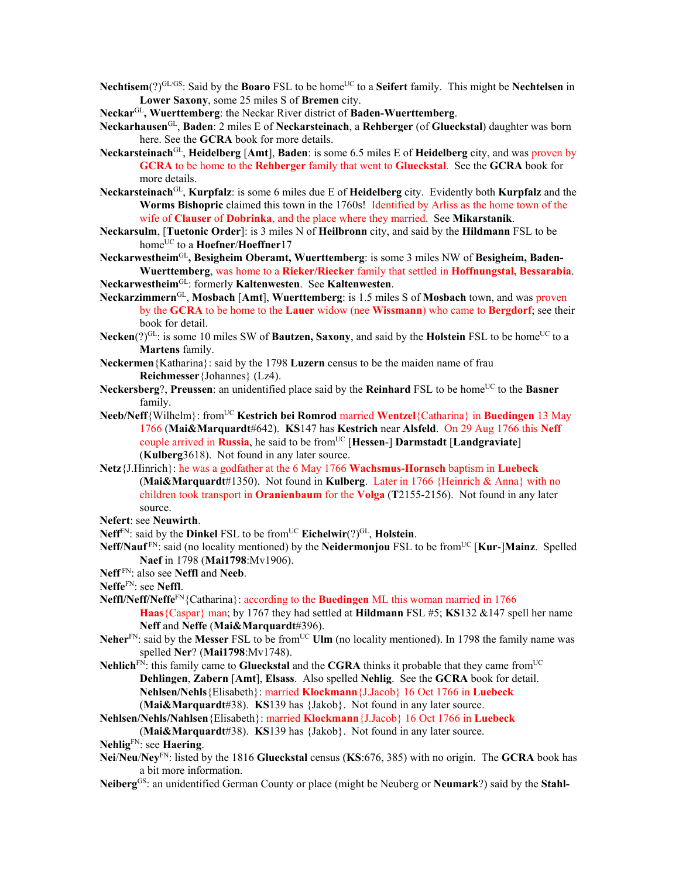**Nechtisem**(?)[GL/GS]: Said by the **Boaro** FSL to be home[UC] to a **Seifert** family. This might be **Nechtelsen** in **Lower Saxony**, some 25 miles S of **Bremen** city.

**Neckar**[GL]**, Wuerttemberg**: the Neckar River district of **Baden-Wuerttemberg**.

**Neckarhausen**[GL], **Baden**: 2 miles E of **Neckarsteinach**, a **Rehberger** (of **Glueckstal**) daughter was born here. See the **GCRA** book for more details.

**Neckarsteinach**[GL], **Heidelberg** [**Amt**], **Baden**: is some 6.5 miles E of **Heidelberg** city, and was proven by **GCRA** to be home to the **Rehberger** family that went to **Glueckstal**. See the **GCRA** book for more details.

**Neckarsteinach**[GL], **Kurpfalz**: is some 6 miles due E of **Heidelberg** city. Evidently both **Kurpfalz** and the **Worms Bishopric** claimed this town in the 1760s! Identified by Arliss as the home town of the wife of **Clauser** of **Dobrinka**, and the place where they married. See **Mikarstanik**.

**Neckarsulm**, [**Tuetonic Order**]: is 3 miles N of **Heilbronn** city, and said by the **Hildmann** FSL to be home[UC] to a **Hoefner**/**Hoeffner**17

**Neckarwestheim**[GL]**, Besigheim Oberamt, Wuerttemberg**: is some 3 miles NW of **Besigheim, Baden-Wuerttemberg**, was home to a **Rieker/Riecker** family that settled in **Hoffnungstal, Bessarabia**.

**Neckarwestheim**[GL]: formerly **Kaltenwesten**. See **Kaltenwesten**.

**Neckarzimmern**[GL], **Mosbach** [**Amt**], **Wuerttemberg**: is 1.5 miles S of **Mosbach** town, and was proven by the **GCRA** to be home to the **Lauer** widow (nee **Wissmann**) who came to **Bergdorf**; see their book for detail.

**Necken**(?)[GL]: is some 10 miles SW of **Bautzen, Saxony**, and said by the **Holstein** FSL to be home[UC] to a **Martens** family.

**Neckermen**{Katharina}: said by the 1798 **Luzern** census to be the maiden name of frau **Reichmesser**{Johannes} (Lz4).

**Neckersberg**?, **Preussen**: an unidentified place said by the **Reinhard** FSL to be home[UC] to the **Basner** family.

**Neeb/Neff**{Wilhelm}: from[UC] **Kestrich bei Romrod** married **Wentzel**{Catharina} in **Buedingen** 13 May 1766 (**Mai&Marquardt**#642). **KS**147 has **Kestrich** near **Alsfeld**. On 29 Aug 1766 this **Neff** couple arrived in **Russia**, he said to be from[UC] [**Hessen**-] **Darmstadt** [**Landgraviate**] (**Kulberg**3618). Not found in any later source.

**Netz**{J.Hinrich}: he was a godfather at the 6 May 1766 **Wachsmus-Hornsch** baptism in **Luebeck** (**Mai&Marquardt**#1350). Not found in **Kulberg**. Later in 1766 {Heinrich & Anna} with no children took transport in **Oranienbaum** for the **Volga** (**T**2155-2156). Not found in any later source.

**Nefert**: see **Neuwirth**.

**Neff**[FN]: said by the **Dinkel** FSL to be from[UC] **Eichelwir**(?)[GL], **Holstein**.

**Neff/Nauf** [FN]: said (no locality mentioned) by the **Neidermonjou** FSL to be from[UC] [**Kur**-]**Mainz**. Spelled **Naef** in 1798 (**Mai1798**:Mv1906).

**Neff** [FN]: also see **Neffl** and **Neeb**.

**Neffe**[FN]: see **Neffl**.

**Neffl/Neff/Neffe**[FN]{Catharina}: according to the **Buedingen** ML this woman married in 1766 **Haas**{Caspar} man; by 1767 they had settled at **Hildmann** FSL #5; **KS**132 &147 spell her name **Neff** and **Neffe** (**Mai&Marquardt**#396).

**Neher**[FN]: said by the **Messer** FSL to be from[UC] **Ulm** (no locality mentioned). In 1798 the family name was spelled **Ner**? (**Mai1798**:Mv1748).

**Nehlich**[FN]: this family came to **Glueckstal** and the **CGRA** thinks it probable that they came from[UC] **Dehlingen**, **Zabern** [**Amt**], **Elsass**. Also spelled **Nehlig**. See the **GCRA** book for detail.
**Nehlsen/Nehls**{Elisabeth}: married **Klockmann**{J.Jacob} 16 Oct 1766 in **Luebeck** (**Mai&Marquardt**#38). **KS**139 has {Jakob}. Not found in any later source.

**Nehlsen/Nehls/Nahlsen**{Elisabeth}: married **Klockmann**{J.Jacob} 16 Oct 1766 in **Luebeck** (**Mai&Marquardt**#38). **KS**139 has {Jakob}. Not found in any later source.

**Nehlig**[FN]: see **Haering**.

**Nei**/**Neu**/**Ney**[FN]: listed by the 1816 **Glueckstal** census (**KS**:676, 385) with no origin. The **GCRA** book has a bit more information.

**Neiberg**[GS]: an unidentified German County or place (might be Neuberg or **Neumark**?) said by the **Stahl-**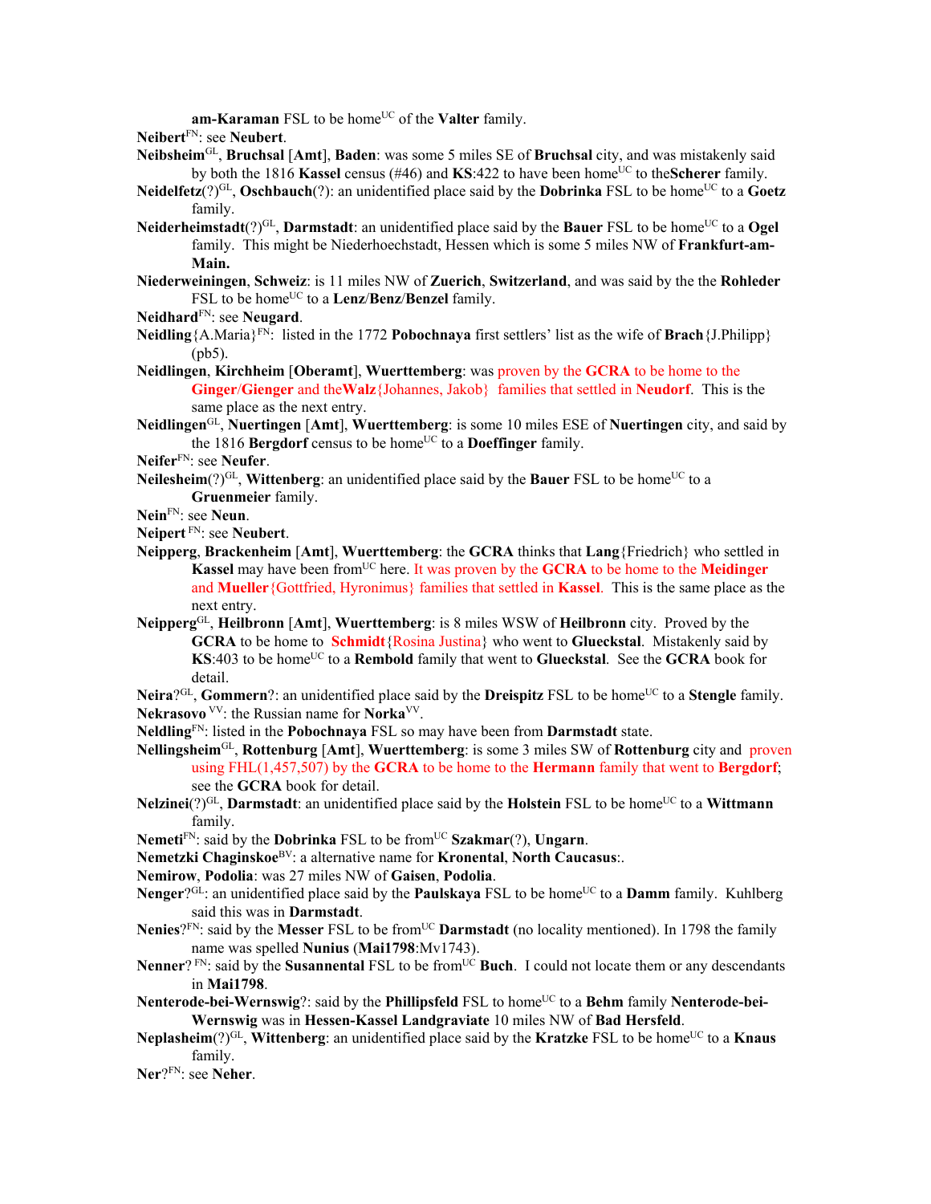**am-Karaman** FSL to be home[UC] of the **Valter** family.

**Neibert**[FN]: see **Neubert**.

**Neibsheim**[GL], **Bruchsal** [**Amt**], **Baden**: was some 5 miles SE of **Bruchsal** city, and was mistakenly said by both the 1816 **Kassel** census (#46) and **KS**:422 to have been home[UC] to the**Scherer** family.

**Neidelfetz**(?)[GL], **Oschbauch**(?): an unidentified place said by the **Dobrinka** FSL to be home[UC] to a **Goetz** family.

**Neiderheimstadt**(?)[GL], **Darmstadt**: an unidentified place said by the **Bauer** FSL to be home[UC] to a **Ogel** family. This might be Niederhoechstadt, Hessen which is some 5 miles NW of **Frankfurt-am-Main.**

**Niederweiningen**, **Schweiz**: is 11 miles NW of **Zuerich**, **Switzerland**, and was said by the the **Rohleder** FSL to be home[UC] to a **Lenz**/**Benz**/**Benzel** family.

**Neidhard**[FN]: see **Neugard**.

**Neidling**{A.Maria}[FN]: listed in the 1772 **Pobochnaya** first settlers' list as the wife of **Brach**{J.Philipp} (pb5).

**Neidlingen**, **Kirchheim** [**Oberamt**], **Wuerttemberg**: was proven by the **GCRA** to be home to the **Ginger**/**Gienger** and the**Walz**{Johannes, Jakob} families that settled in **Neudorf**. This is the same place as the next entry.

**Neidlingen**[GL], **Nuertingen** [**Amt**], **Wuerttemberg**: is some 10 miles ESE of **Nuertingen** city, and said by the 1816 **Bergdorf** census to be home[UC] to a **Doeffinger** family.

**Neifer**[FN]: see **Neufer**.

**Neilesheim**(?)[GL], **Wittenberg**: an unidentified place said by the **Bauer** FSL to be home[UC] to a **Gruenmeier** family.

**Nein**[FN]: see **Neun**.

**Neipert** [FN]: see **Neubert**.

**Neipperg**, **Brackenheim** [**Amt**], **Wuerttemberg**: the **GCRA** thinks that **Lang**{Friedrich} who settled in **Kassel** may have been from[UC] here. It was proven by the **GCRA** to be home to the **Meidinger** and **Mueller**{Gottfried, Hyronimus} families that settled in **Kassel**. This is the same place as the next entry.

**Neipperg**[GL], **Heilbronn** [**Amt**], **Wuerttemberg**: is 8 miles WSW of **Heilbronn** city. Proved by the **GCRA** to be home to **Schmidt**{Rosina Justina} who went to **Glueckstal**. Mistakenly said by **KS**:403 to be home[UC] to a **Rembold** family that went to **Glueckstal**. See the **GCRA** book for detail.

**Neira**?[GL], **Gommern**?: an unidentified place said by the **Dreispitz** FSL to be home[UC] to a **Stengle** family.

**Nekrasovo** [VV]: the Russian name for **Norka**[VV].

**Neldling**[FN]: listed in the **Pobochnaya** FSL so may have been from **Darmstadt** state.

**Nellingsheim**[GL], **Rottenburg** [**Amt**], **Wuerttemberg**: is some 3 miles SW of **Rottenburg** city and proven using FHL(1,457,507) by the **GCRA** to be home to the **Hermann** family that went to **Bergdorf**; see the **GCRA** book for detail.

**Nelzinei**(?)[GL], **Darmstadt**: an unidentified place said by the **Holstein** FSL to be home[UC] to a **Wittmann** family.

**Nemeti**[FN]: said by the **Dobrinka** FSL to be from[UC] **Szakmar**(?), **Ungarn**.

**Nemetzki Chaginskoe**[BV]: a alternative name for **Kronental**, **North Caucasus**:.

**Nemirow**, **Podolia**: was 27 miles NW of **Gaisen**, **Podolia**.

**Nenger**?[GL]: an unidentified place said by the **Paulskaya** FSL to be home[UC] to a **Damm** family. Kuhlberg said this was in **Darmstadt**.

**Nenies**?[FN]: said by the **Messer** FSL to be from[UC] **Darmstadt** (no locality mentioned). In 1798 the family name was spelled **Nunius** (**Mai1798**:Mv1743).

**Nenner**? [FN]: said by the **Susannental** FSL to be from[UC] **Buch**. I could not locate them or any descendants in **Mai1798**.

**Nenterode-bei-Wernswig**?: said by the **Phillipsfeld** FSL to home[UC] to a **Behm** family **Nenterode-bei-Wernswig** was in **Hessen-Kassel Landgraviate** 10 miles NW of **Bad Hersfeld**.

**Neplasheim**(?)[GL], **Wittenberg**: an unidentified place said by the **Kratzke** FSL to be home[UC] to a **Knaus** family.

**Ner**?[FN]: see **Neher**.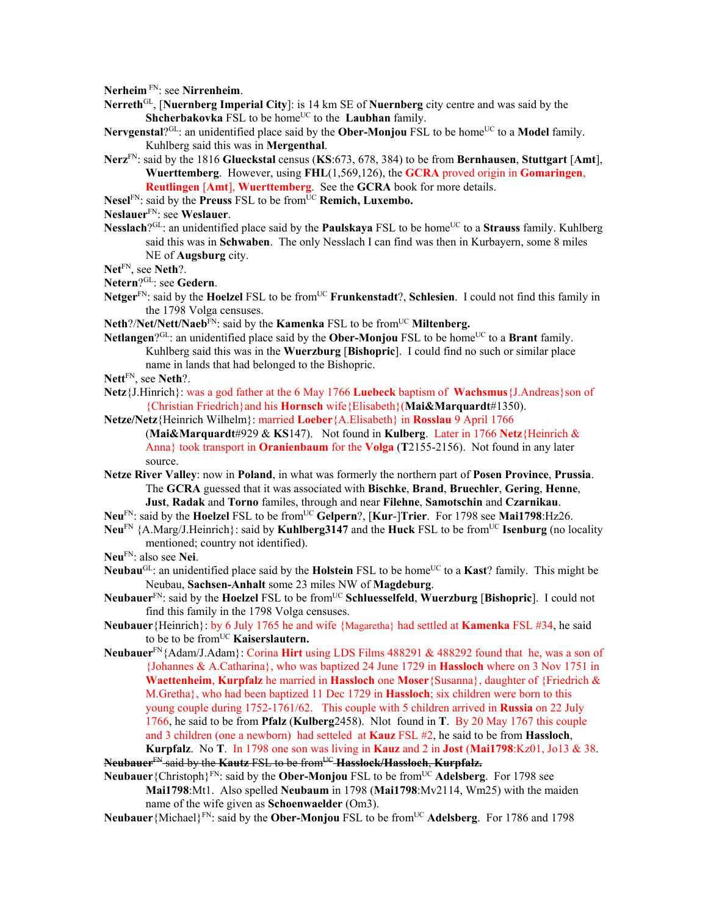**Nerheim** FN: see **Nirrenheim**.

**Nerreth**GL, [**Nuernberg Imperial City**]: is 14 km SE of **Nuernberg** city centre and was said by the **Shcherbakovka** FSL to be homeUC to the **Laubhan** family.

**Nervgenstal**?GL: an unidentified place said by the **Ober-Monjou** FSL to be homeUC to a **Model** family. Kuhlberg said this was in **Mergenthal**.

**Nerz**FN: said by the 1816 **Glueckstal** census (**KS**:673, 678, 384) to be from **Bernhausen**, **Stuttgart** [**Amt**], **Wuerttemberg**. However, using **FHL**(1,569,126), the **GCRA** proved origin in **Gomaringen**, **Reutlingen** [**Amt**], **Wuerttemberg**. See the **GCRA** book for more details.

**Nesel**FN: said by the **Preuss** FSL to be fromUC **Remich, Luxembo.**

**Neslauer**FN: see **Weslauer**.

**Nesslach**?GL: an unidentified place said by the **Paulskaya** FSL to be homeUC to a **Strauss** family. Kuhlberg said this was in **Schwaben**. The only Nesslach I can find was then in Kurbayern, some 8 miles NE of **Augsburg** city.

**Net**FN, see **Neth**?.

**Netern**?GL: see **Gedern**.

**Netger**FN: said by the **Hoelzel** FSL to be fromUC **Frunkenstadt**?, **Schlesien**. I could not find this family in the 1798 Volga censuses.

**Neth**?/**Net**/**Nett**/**Naeb**FN: said by the **Kamenka** FSL to be fromUC **Miltenberg.**

**Netlangen**?GL: an unidentified place said by the **Ober-Monjou** FSL to be homeUC to a **Brant** family. Kuhlberg said this was in the **Wuerzburg** [**Bishopric**]. I could find no such or similar place name in lands that had belonged to the Bishopric.

**Nett**FN, see **Neth**?.

**Netz**{J.Hinrich}: was a god father at the 6 May 1766 **Luebeck** baptism of **Wachsmus**{J.Andreas}son of {Christian Friedrich}and his **Hornsch** wife{Elisabeth}(**Mai&Marquardt**#1350).

**Netze/Netz**{Heinrich Wilhelm}: married **Loeber**{A.Elisabeth} in **Rosslau** 9 April 1766 (**Mai&Marquardt**#929 & **KS**147). Not found in **Kulberg**. Later in 1766 **Netz**{Heinrich & Anna} took transport in **Oranienbaum** for the **Volga** (**T**2155-2156). Not found in any later source.

**Netze River Valley**: now in **Poland**, in what was formerly the northern part of **Posen Province**, **Prussia**. The **GCRA** guessed that it was associated with **Bischke**, **Brand**, **Bruechler**, **Gering**, **Henne**, **Just**, **Radak** and **Torno** familes, through and near **Filehne**, **Samotschin** and **Czarnikau**.

**Neu**FN: said by the **Hoelzel** FSL to be fromUC **Gelpern**?, [**Kur**-]**Trier**. For 1798 see **Mai1798**:Hz26.

**Neu**FN {A.Marg/J.Heinrich}: said by **Kuhlberg3147** and the **Huck** FSL to be fromUC **Isenburg** (no locality mentioned; country not identified).

**Neu**FN: also see **Nei**.

**Neubau**GL: an unidentified place said by the **Holstein** FSL to be homeUC to a **Kast**? family. This might be Neubau, **Sachsen-Anhalt** some 23 miles NW of **Magdeburg**.

**Neubauer**FN: said by the **Hoelzel** FSL to be fromUC **Schluesselfeld**, **Wuerzburg** [**Bishopric**]. I could not find this family in the 1798 Volga censuses.

**Neubauer**{Heinrich}: by 6 July 1765 he and wife {Magaretha} had settled at **Kamenka** FSL #34, he said to be to be fromUC **Kaiserslautern.**

**Neubauer**FN{Adam/J.Adam}: Corina **Hirt** using LDS Films 488291 & 488292 found that he, was a son of {Johannes & A.Catharina}, who was baptized 24 June 1729 in **Hassloch** where on 3 Nov 1751 in **Waettenheim**, **Kurpfalz** he married in **Hassloch** one **Moser**{Susanna}, daughter of {Friedrich & M.Gretha}, who had been baptized 11 Dec 1729 in **Hassloch**; six children were born to this young couple during 1752-1761/62. This couple with 5 children arrived in **Russia** on 22 July 1766, he said to be from **Pfalz** (**Kulberg**2458). Nlot found in **T**. By 20 May 1767 this couple and 3 children (one a newborn) had setteled at **Kauz** FSL #2, he said to be from **Hassloch**, **Kurpfalz**. No **T**. In 1798 one son was living in **Kauz** and 2 in **Jost** (**Mai1798**:Kz01, Jo13 & 38.

~~**Neubauer**FN said by the **Kautz** FSL to be fromUC **Hasslock/Hassloch**, **Kurpfalz.**~~

**Neubauer**{Christoph}FN: said by the **Ober-Monjou** FSL to be fromUC **Adelsberg**. For 1798 see **Mai1798**:Mt1. Also spelled **Neubaum** in 1798 (**Mai1798**:Mv2114, Wm25) with the maiden name of the wife given as **Schoenwaelder** (Om3).

**Neubauer**{Michael}FN: said by the **Ober-Monjou** FSL to be fromUC **Adelsberg**. For 1786 and 1798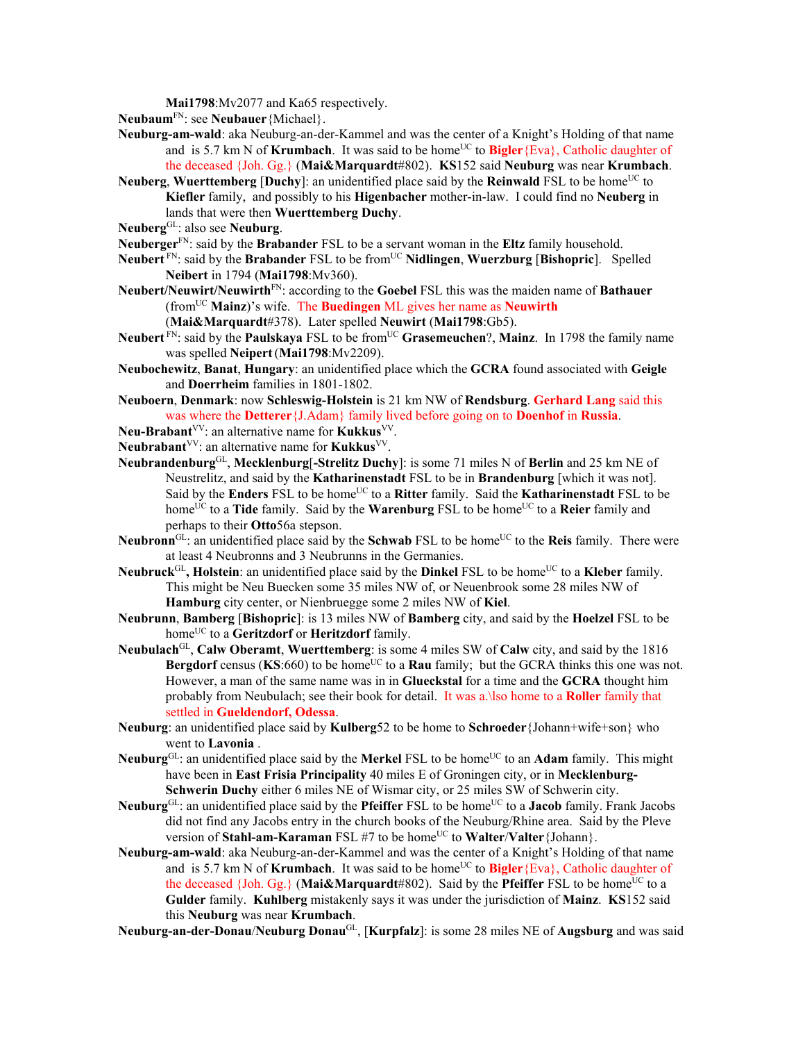**Mai1798**:Mv2077 and Ka65 respectively.

**Neubaum**[FN]: see **Neubauer**{Michael}.

**Neuburg-am-wald**: aka Neuburg-an-der-Kammel and was the center of a Knight's Holding of that name and is 5.7 km N of **Krumbach**. It was said to be home[UC] to **Bigler**{Eva}, Catholic daughter of the deceased {Joh. Gg.} (**Mai&Marquardt**#802). **KS**152 said **Neuburg** was near **Krumbach**.

**Neuberg**, **Wuerttemberg** [**Duchy**]: an unidentified place said by the **Reinwald** FSL to be home[UC] to **Kiefler** family, and possibly to his **Higenbacher** mother-in-law. I could find no **Neuberg** in lands that were then **Wuerttemberg Duchy**.

**Neuberg**[GL]: also see **Neuburg**.

**Neuberger**[FN]: said by the **Brabander** FSL to be a servant woman in the **Eltz** family household.

**Neubert**[FN]: said by the **Brabander** FSL to be from[UC] **Nidlingen**, **Wuerzburg** [**Bishopric**]. Spelled **Neibert** in 1794 (**Mai1798**:Mv360).

**Neubert/Neuwirt/Neuwirth**[FN]: according to the **Goebel** FSL this was the maiden name of **Bathauer** (from[UC] **Mainz**)'s wife. The **Buedingen** ML gives her name as **Neuwirth** (**Mai&Marquardt**#378). Later spelled **Neuwirt** (**Mai1798**:Gb5).

**Neubert**[FN]: said by the **Paulskaya** FSL to be from[UC] **Grasemeuchen**?, **Mainz**. In 1798 the family name was spelled **Neipert** (**Mai1798**:Mv2209).

**Neubochewitz**, **Banat**, **Hungary**: an unidentified place which the **GCRA** found associated with **Geigle** and **Doerrheim** families in 1801-1802.

**Neuboern**, **Denmark**: now **Schleswig-Holstein** is 21 km NW of **Rendsburg**. **Gerhard Lang** said this was where the **Detterer**{J.Adam} family lived before going on to **Doenhof** in **Russia**.

**Neu-Brabant**[VV]: an alternative name for **Kukkus**[VV].

**Neubrabant**[VV]: an alternative name for **Kukkus**[VV].

**Neubrandenburg**[GL], **Mecklenburg**[**-Strelitz Duchy**]: is some 71 miles N of **Berlin** and 25 km NE of Neustrelitz, and said by the **Katharinenstadt** FSL to be in **Brandenburg** [which it was not]. Said by the **Enders** FSL to be home[UC] to a **Ritter** family. Said the **Katharinenstadt** FSL to be home[UC] to a **Tide** family. Said by the **Warenburg** FSL to be home[UC] to a **Reier** family and perhaps to their **Otto**56a stepson.

**Neubronn**[GL]: an unidentified place said by the **Schwab** FSL to be home[UC] to the **Reis** family. There were at least 4 Neubronns and 3 Neubrunns in the Germanies.

**Neubruck**[GL]**, Holstein**: an unidentified place said by the **Dinkel** FSL to be home[UC] to a **Kleber** family. This might be Neu Buecken some 35 miles NW of, or Neuenbrook some 28 miles NW of **Hamburg** city center, or Nienbruegge some 2 miles NW of **Kiel**.

**Neubrunn**, **Bamberg** [**Bishopric**]: is 13 miles NW of **Bamberg** city, and said by the **Hoelzel** FSL to be home[UC] to a **Geritzdorf** or **Heritzdorf** family.

**Neubulach**[GL], **Calw Oberamt**, **Wuerttemberg**: is some 4 miles SW of **Calw** city, and said by the 1816 **Bergdorf** census (**KS**:660) to be home[UC] to a **Rau** family; but the GCRA thinks this one was not. However, a man of the same name was in in **Glueckstal** for a time and the **GCRA** thought him probably from Neubulach; see their book for detail. It was a.\lso home to a **Roller** family that settled in **Gueldendorf, Odessa**.

**Neuburg**: an unidentified place said by **Kulberg**52 to be home to **Schroeder**{Johann+wife+son} who went to **Lavonia** .

**Neuburg**[GL]: an unidentified place said by the **Merkel** FSL to be home[UC] to an **Adam** family. This might have been in **East Frisia Principality** 40 miles E of Groningen city, or in **Mecklenburg-Schwerin Duchy** either 6 miles NE of Wismar city, or 25 miles SW of Schwerin city.

**Neuburg**[GL]: an unidentified place said by the **Pfeiffer** FSL to be home[UC] to a **Jacob** family. Frank Jacobs did not find any Jacobs entry in the church books of the Neuburg/Rhine area. Said by the Pleve version of **Stahl-am-Karaman** FSL #7 to be home[UC] to **Walter**/**Valter**{Johann}.

**Neuburg-am-wald**: aka Neuburg-an-der-Kammel and was the center of a Knight's Holding of that name and is 5.7 km N of **Krumbach**. It was said to be home[UC] to **Bigler**{Eva}, Catholic daughter of the deceased {Joh. Gg.} (**Mai&Marquardt**#802). Said by the **Pfeiffer** FSL to be home[UC] to a **Gulder** family. **Kuhlberg** mistakenly says it was under the jurisdiction of **Mainz**. **KS**152 said this **Neuburg** was near **Krumbach**.

**Neuburg-an-der-Donau**/**Neuburg Donau**[GL], [**Kurpfalz**]: is some 28 miles NE of **Augsburg** and was said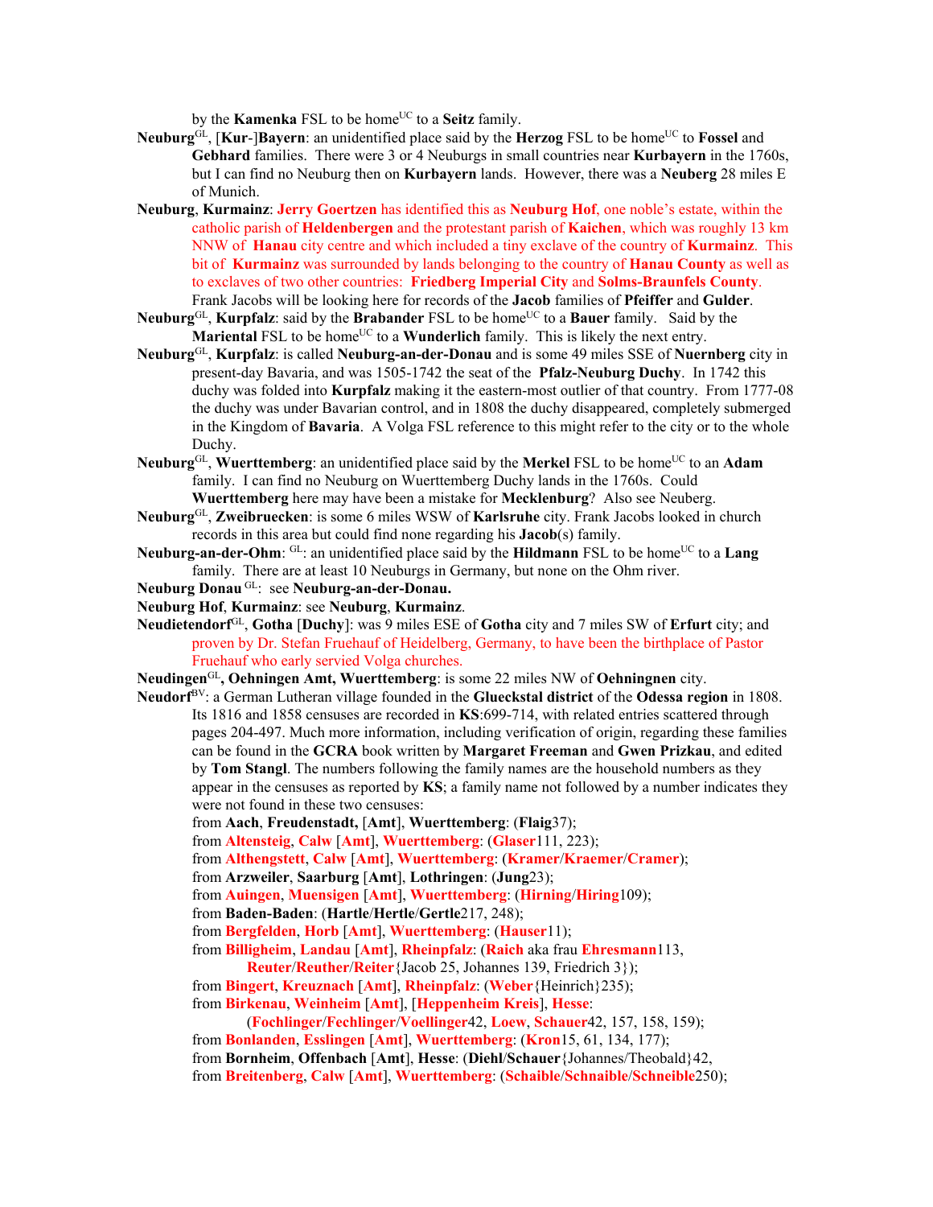by the **Kamenka** FSL to be home[UC] to a **Seitz** family.

**Neuburg**[GL], [**Kur**-]**Bayern**: an unidentified place said by the **Herzog** FSL to be home[UC] to **Fossel** and **Gebhard** families. There were 3 or 4 Neuburgs in small countries near **Kurbayern** in the 1760s, but I can find no Neuburg then on **Kurbayern** lands. However, there was a **Neuberg** 28 miles E of Munich.

**Neuburg**, **Kurmainz**: **Jerry Goertzen** has identified this as **Neuburg Hof**, one noble's estate, within the catholic parish of **Heldenbergen** and the protestant parish of **Kaichen**, which was roughly 13 km NNW of **Hanau** city centre and which included a tiny exclave of the country of **Kurmainz**. This bit of **Kurmainz** was surrounded by lands belonging to the country of **Hanau County** as well as to exclaves of two other countries: **Friedberg Imperial City** and **Solms-Braunfels County**. Frank Jacobs will be looking here for records of the **Jacob** families of **Pfeiffer** and **Gulder**.

**Neuburg**[GL], **Kurpfalz**: said by the **Brabander** FSL to be home[UC] to a **Bauer** family. Said by the **Mariental** FSL to be home[UC] to a **Wunderlich** family. This is likely the next entry.

**Neuburg**[GL], **Kurpfalz**: is called **Neuburg-an-der-Donau** and is some 49 miles SSE of **Nuernberg** city in present-day Bavaria, and was 1505-1742 the seat of the **Pfalz-Neuburg Duchy**. In 1742 this duchy was folded into **Kurpfalz** making it the eastern-most outlier of that country. From 1777-08 the duchy was under Bavarian control, and in 1808 the duchy disappeared, completely submerged in the Kingdom of **Bavaria**. A Volga FSL reference to this might refer to the city or to the whole Duchy.

**Neuburg**[GL], **Wuerttemberg**: an unidentified place said by the **Merkel** FSL to be home[UC] to an **Adam** family. I can find no Neuburg on Wuerttemberg Duchy lands in the 1760s. Could **Wuerttemberg** here may have been a mistake for **Mecklenburg**? Also see Neuberg.

**Neuburg**[GL], **Zweibruecken**: is some 6 miles WSW of **Karlsruhe** city. Frank Jacobs looked in church records in this area but could find none regarding his **Jacob**(s) family.

**Neuburg-an-der-Ohm**: [GL]: an unidentified place said by the **Hildmann** FSL to be home[UC] to a **Lang** family. There are at least 10 Neuburgs in Germany, but none on the Ohm river.

**Neuburg Donau** [GL]: see **Neuburg-an-der-Donau.**

**Neuburg Hof**, **Kurmainz**: see **Neuburg**, **Kurmainz**.

**Neudietendorf**[GL], **Gotha** [**Duchy**]: was 9 miles ESE of **Gotha** city and 7 miles SW of **Erfurt** city; and proven by Dr. Stefan Fruehauf of Heidelberg, Germany, to have been the birthplace of Pastor Fruehauf who early servied Volga churches.

**Neudingen**[GL]**, Oehningen Amt, Wuerttemberg**: is some 22 miles NW of **Oehningnen** city.

**Neudorf**[BV]: a German Lutheran village founded in the **Glueckstal district** of the **Odessa region** in 1808. Its 1816 and 1858 censuses are recorded in **KS**:699-714, with related entries scattered through pages 204-497. Much more information, including verification of origin, regarding these families can be found in the **GCRA** book written by **Margaret Freeman** and **Gwen Prizkau**, and edited by **Tom Stangl**. The numbers following the family names are the household numbers as they appear in the censuses as reported by **KS**; a family name not followed by a number indicates they were not found in these two censuses:

from **Aach**, **Freudenstadt,** [**Amt**], **Wuerttemberg**: (**Flaig**37);
from **Altensteig**, **Calw** [**Amt**], **Wuerttemberg**: (**Glaser**111, 223);
from **Althengstett**, **Calw** [**Amt**], **Wuerttemberg**: (**Kramer**/**Kraemer**/**Cramer**);
from **Arzweiler**, **Saarburg** [**Amt**], **Lothringen**: (**Jung**23);
from **Auingen**, **Muensigen** [**Amt**], **Wuerttemberg**: (**Hirning**/**Hiring**109);
from **Baden-Baden**: (**Hartle**/**Hertle**/**Gertle**217, 248);
from **Bergfelden**, **Horb** [**Amt**], **Wuerttemberg**: (**Hauser**11);
from **Billigheim**, **Landau** [**Amt**], **Rheinpfalz**: (**Raich** aka frau **Ehresmann**113, **Reuter**/**Reuther**/**Reiter**{Jacob 25, Johannes 139, Friedrich 3});
from **Bingert**, **Kreuznach** [**Amt**], **Rheinpfalz**: (**Weber**{Heinrich}235);
from **Birkenau**, **Weinheim** [**Amt**], [**Heppenheim Kreis**], **Hesse**: (**Fochlinger**/**Fechlinger**/**Voellinger**42, **Loew**, **Schauer**42, 157, 158, 159);
from **Bonlanden**, **Esslingen** [**Amt**], **Wuerttemberg**: (**Kron**15, 61, 134, 177);
from **Bornheim**, **Offenbach** [**Amt**], **Hesse**: (**Diehl**/**Schauer**{Johannes/Theobald}42,
from **Breitenberg**, **Calw** [**Amt**], **Wuerttemberg**: (**Schaible**/**Schnaible**/**Schneible**250);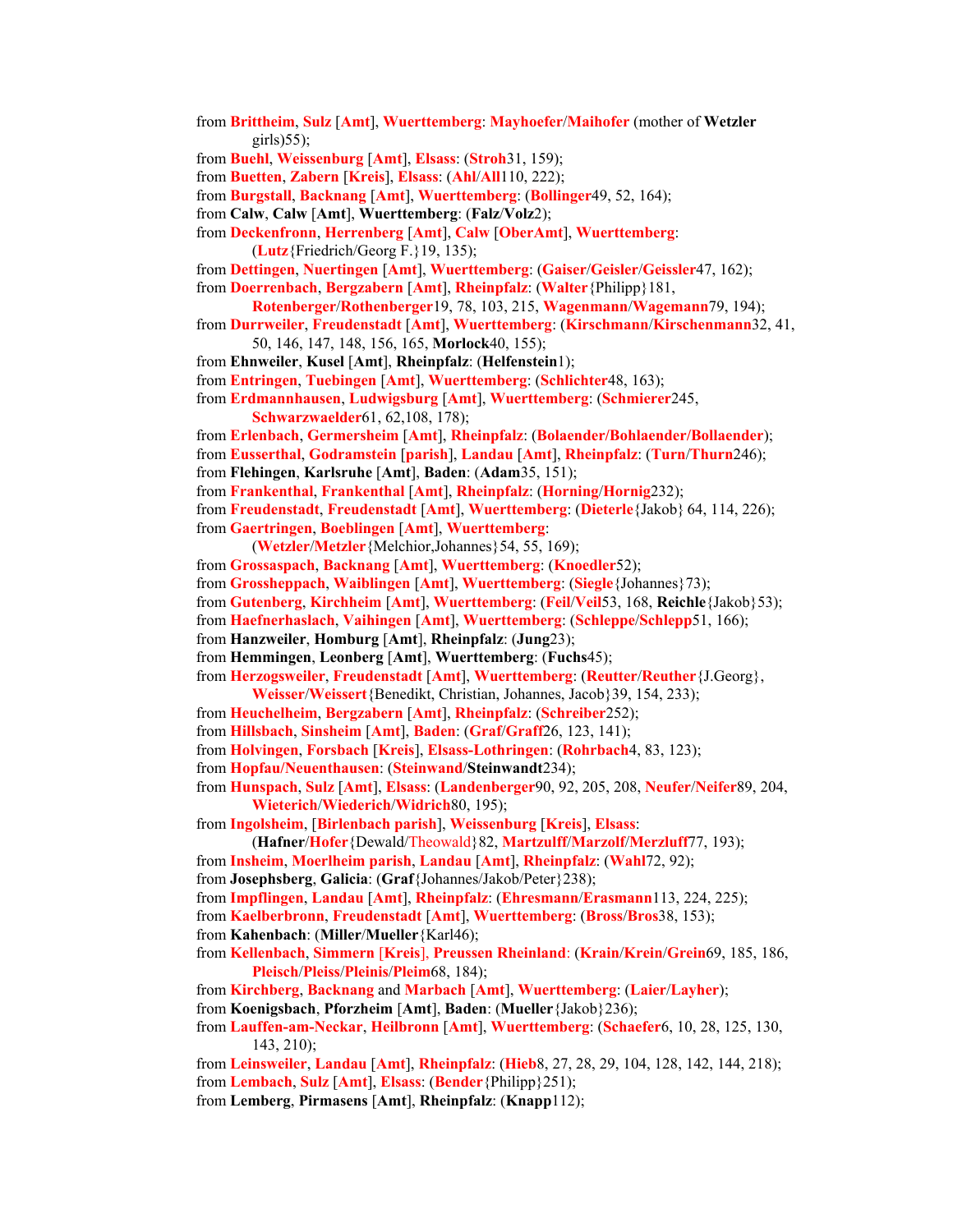from **Brittheim**, **Sulz** [**Amt**], **Wuerttemberg**: **Mayhoefer**/**Maihofer** (mother of **Wetzler** girls)55);

from **Buehl**, **Weissenburg** [**Amt**], **Elsass**: (**Stroh**31, 159);

from **Buetten**, **Zabern** [**Kreis**], **Elsass**: (**Ahl**/**All**110, 222);

from **Burgstall**, **Backnang** [**Amt**], **Wuerttemberg**: (**Bollinger**49, 52, 164);

from **Calw**, **Calw** [**Amt**], **Wuerttemberg**: (**Falz**/**Volz**2);

from **Deckenfronn**, **Herrenberg** [**Amt**], **Calw** [**OberAmt**], **Wuerttemberg**: (**Lutz**{Friedrich/Georg F.}19, 135);

from **Dettingen**, **Nuertingen** [**Amt**], **Wuerttemberg**: (**Gaiser**/**Geisler**/**Geissler**47, 162);

from **Doerrenbach**, **Bergzabern** [**Amt**], **Rheinpfalz**: (**Walter**{Philipp}181, **Rotenberger**/**Rothenberger**19, 78, 103, 215, **Wagenmann**/**Wagemann**79, 194);

from **Durrweiler**, **Freudenstadt** [**Amt**], **Wuerttemberg**: (**Kirschmann**/**Kirschenmann**32, 41, 50, 146, 147, 148, 156, 165, **Morlock**40, 155);

from **Ehnweiler**, **Kusel** [**Amt**], **Rheinpfalz**: (**Helfenstein**1);

from **Entringen**, **Tuebingen** [**Amt**], **Wuerttemberg**: (**Schlichter**48, 163);

from **Erdmannhausen**, **Ludwigsburg** [**Amt**], **Wuerttemberg**: (**Schmierer**245, **Schwarzwaelder**61, 62,108, 178);

from **Erlenbach**, **Germersheim** [**Amt**], **Rheinpfalz**: (**Bolaender/Bohlaender/Bollaender**);

from **Eusserthal**, **Godramstein** [**parish**], **Landau** [**Amt**], **Rheinpfalz**: (**Turn**/**Thurn**246);

from **Flehingen**, **Karlsruhe** [**Amt**], **Baden**: (**Adam**35, 151);

from **Frankenthal**, **Frankenthal** [**Amt**], **Rheinpfalz**: (**Horning**/**Hornig**232);

from **Freudenstadt**, **Freudenstadt** [**Amt**], **Wuerttemberg**: (**Dieterle**{Jakob} 64, 114, 226);

from **Gaertringen**, **Boeblingen** [**Amt**], **Wuerttemberg**: (**Wetzler**/**Metzler**{Melchior,Johannes}54, 55, 169);

from **Grossaspach**, **Backnang** [**Amt**], **Wuerttemberg**: (**Knoedler**52);

from **Grossheppach**, **Waiblingen** [**Amt**], **Wuerttemberg**: (**Siegle**{Johannes}73);

from **Gutenberg**, **Kirchheim** [**Amt**], **Wuerttemberg**: (**Feil**/**Veil**53, 168, **Reichle**{Jakob}53);

from **Haefnerhaslach**, **Vaihingen** [**Amt**], **Wuerttemberg**: (**Schleppe**/**Schlepp**51, 166);

from **Hanzweiler**, **Homburg** [**Amt**], **Rheinpfalz**: (**Jung**23);

from **Hemmingen**, **Leonberg** [**Amt**], **Wuerttemberg**: (**Fuchs**45);

from **Herzogsweiler**, **Freudenstadt** [**Amt**], **Wuerttemberg**: (**Reutter**/**Reuther**{J.Georg}, **Weisser**/**Weissert**{Benedikt, Christian, Johannes, Jacob}39, 154, 233);

from **Heuchelheim**, **Bergzabern** [**Amt**], **Rheinpfalz**: (**Schreiber**252);

from **Hillsbach**, **Sinsheim** [**Amt**], **Baden**: (**Graf**/**Graff**26, 123, 141);

from **Holvingen**, **Forsbach** [**Kreis**], **Elsass-Lothringen**: (**Rohrbach**4, 83, 123);

from **Hopfau/Neuenthausen**: (**Steinwand**/**Steinwandt**234);

from **Hunspach**, **Sulz** [**Amt**], **Elsass**: (**Landenberger**90, 92, 205, 208, **Neufer**/**Neifer**89, 204, **Wieterich**/**Wiederich**/**Widrich**80, 195);

from **Ingolsheim**, [**Birlenbach parish**], **Weissenburg** [**Kreis**], **Elsass**: (**Hafner**/**Hofer**{Dewald/Theowald}82, **Martzulff**/**Marzolf**/**Merzluff**77, 193);

from **Insheim**, **Moerlheim parish**, **Landau** [**Amt**], **Rheinpfalz**: (**Wahl**72, 92);

from **Josephsberg**, **Galicia**: (**Graf**{Johannes/Jakob/Peter}238);

from **Impflingen**, **Landau** [**Amt**], **Rheinpfalz**: (**Ehresmann**/**Erasmann**113, 224, 225);

from **Kaelberbronn**, **Freudenstadt** [**Amt**], **Wuerttemberg**: (**Bross**/**Bros**38, 153);

from **Kahenbach**: (**Miller**/**Mueller**{Karl46);

from **Kellenbach**, **Simmern** [**Kreis**], **Preussen Rheinland**: (**Krain**/**Krein**/**Grein**69, 185, 186, **Pleisch**/**Pleiss**/**Pleinis**/**Pleim**68, 184);

from **Kirchberg**, **Backnang** and **Marbach** [**Amt**], **Wuerttemberg**: (**Laier**/**Layher**);

from **Koenigsbach**, **Pforzheim** [**Amt**], **Baden**: (**Mueller**{Jakob}236);

from **Lauffen-am-Neckar**, **Heilbronn** [**Amt**], **Wuerttemberg**: (**Schaefer**6, 10, 28, 125, 130, 143, 210);

from **Leinsweiler**, **Landau** [**Amt**], **Rheinpfalz**: (**Hieb**8, 27, 28, 29, 104, 128, 142, 144, 218);

from **Lembach**, **Sulz** [**Amt**], **Elsass**: (**Bender**{Philipp}251);

from **Lemberg**, **Pirmasens** [**Amt**], **Rheinpfalz**: (**Knapp**112);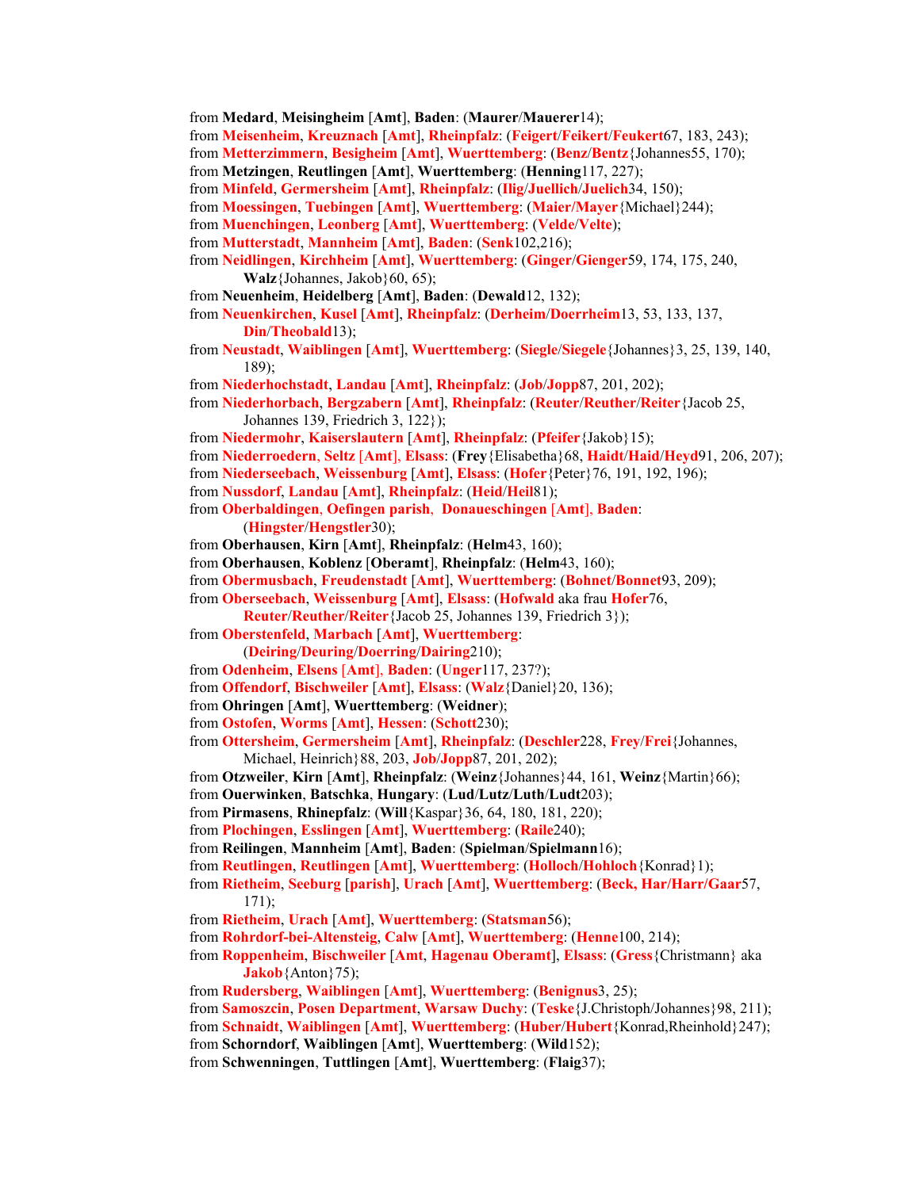from **Medard**, **Meisingheim** [**Amt**], **Baden**: (**Maurer**/**Mauerer**14);
from **Meisenheim**, **Kreuznach** [**Amt**], **Rheinpfalz**: (**Feigert**/**Feikert**/**Feukert**67, 183, 243);
from **Metterzimmern**, **Besigheim** [**Amt**], **Wuerttemberg**: (**Benz**/**Bentz**{Johannes55, 170);
from **Metzingen**, **Reutlingen** [**Amt**], **Wuerttemberg**: (**Henning**117, 227);
from **Minfeld**, **Germersheim** [**Amt**], **Rheinpfalz**: (**Ilig**/**Juellich**/**Juelich**34, 150);
from **Moessingen**, **Tuebingen** [**Amt**], **Wuerttemberg**: (**Maier/Mayer**{Michael}244);
from **Muenchingen**, **Leonberg** [**Amt**], **Wuerttemberg**: (**Velde**/**Velte**);
from **Mutterstadt**, **Mannheim** [**Amt**], **Baden**: (**Senk**102,216);
from **Neidlingen**, **Kirchheim** [**Amt**], **Wuerttemberg**: (**Ginger**/**Gienger**59, 174, 175, 240, **Walz**{Johannes, Jakob}60, 65);
from **Neuenheim**, **Heidelberg** [**Amt**], **Baden**: (**Dewald**12, 132);
from **Neuenkirchen**, **Kusel** [**Amt**], **Rheinpfalz**: (**Derheim**/**Doerrheim**13, 53, 133, 137, **Din**/**Theobald**13);
from **Neustadt**, **Waiblingen** [**Amt**], **Wuerttemberg**: (**Siegle**/**Siegele**{Johannes}3, 25, 139, 140, 189);
from **Niederhochstadt**, **Landau** [**Amt**], **Rheinpfalz**: (**Job**/**Jopp**87, 201, 202);
from **Niederhorbach**, **Bergzabern** [**Amt**], **Rheinpfalz**: (**Reuter**/**Reuther**/**Reiter**{Jacob 25, Johannes 139, Friedrich 3, 122});
from **Niedermohr**, **Kaiserslautern** [**Amt**], **Rheinpfalz**: (**Pfeifer**{Jakob}15);
from **Niederroedern**, **Seltz** [**Amt**], **Elsass**: (**Frey**{Elisabetha}68, **Haidt**/**Haid**/**Heyd**91, 206, 207);
from **Niederseebach**, **Weissenburg** [**Amt**], **Elsass**: (**Hofer**{Peter}76, 191, 192, 196);
from **Nussdorf**, **Landau** [**Amt**], **Rheinpfalz**: (**Heid**/**Heil**81);
from **Oberbaldingen**, **Oefingen parish**, **Donaueschingen** [**Amt**], **Baden**: (**Hingster**/**Hengstler**30);
from **Oberhausen**, **Kirn** [**Amt**], **Rheinpfalz**: (**Helm**43, 160);
from **Oberhausen**, **Koblenz** [**Oberamt**], **Rheinpfalz**: (**Helm**43, 160);
from **Obermusbach**, **Freudenstadt** [**Amt**], **Wuerttemberg**: (**Bohnet**/**Bonnet**93, 209);
from **Oberseebach**, **Weissenburg** [**Amt**], **Elsass**: (**Hofwald** aka frau **Hofer**76, **Reuter**/**Reuther**/**Reiter**{Jacob 25, Johannes 139, Friedrich 3});
from **Oberstenfeld**, **Marbach** [**Amt**], **Wuerttemberg**: (**Deiring**/**Deuring**/**Doerring**/**Dairing**210);
from **Odenheim**, **Elsens** [**Amt**], **Baden**: (**Unger**117, 237?);
from **Offendorf**, **Bischweiler** [**Amt**], **Elsass**: (**Walz**{Daniel}20, 136);
from **Ohringen** [**Amt**], **Wuerttemberg**: (**Weidner**);
from **Ostofen**, **Worms** [**Amt**], **Hessen**: (**Schott**230);
from **Ottersheim**, **Germersheim** [**Amt**], **Rheinpfalz**: (**Deschler**228, **Frey**/**Frei**{Johannes, Michael, Heinrich}88, 203, **Job**/**Jopp**87, 201, 202);
from **Otzweiler**, **Kirn** [**Amt**], **Rheinpfalz**: (**Weinz**{Johannes}44, 161, **Weinz**{Martin}66);
from **Ouerwinken**, **Batschka**, **Hungary**: (**Lud**/**Lutz**/**Luth**/**Ludt**203);
from **Pirmasens**, **Rhinepfalz**: (**Will**{Kaspar}36, 64, 180, 181, 220);
from **Plochingen**, **Esslingen** [**Amt**], **Wuerttemberg**: (**Raile**240);
from **Reilingen**, **Mannheim** [**Amt**], **Baden**: (**Spielman**/**Spielmann**16);
from **Reutlingen**, **Reutlingen** [**Amt**], **Wuerttemberg**: (**Holloch**/**Hohloch**{Konrad}1);
from **Rietheim**, **Seeburg** [**parish**], **Urach** [**Amt**], **Wuerttemberg**: (**Beck, Har/Harr/Gaar**57, 171);
from **Rietheim**, **Urach** [**Amt**], **Wuerttemberg**: (**Statsman**56);
from **Rohrdorf-bei-Altensteig**, **Calw** [**Amt**], **Wuerttemberg**: (**Henne**100, 214);
from **Roppenheim**, **Bischweiler** [**Amt**, **Hagenau Oberamt**], **Elsass**: (**Gress**{Christmann} aka **Jakob**{Anton}75);
from **Rudersberg**, **Waiblingen** [**Amt**], **Wuerttemberg**: (**Benignus**3, 25);
from **Samoszcin**, **Posen Department**, **Warsaw Duchy**: (**Teske**{J.Christoph/Johannes}98, 211);
from **Schnaidt**, **Waiblingen** [**Amt**], **Wuerttemberg**: (**Huber**/**Hubert**{Konrad,Rheinhold}247);
from **Schorndorf**, **Waiblingen** [**Amt**], **Wuerttemberg**: (**Wild**152);
from **Schwenningen**, **Tuttlingen** [**Amt**], **Wuerttemberg**: (**Flaig**37);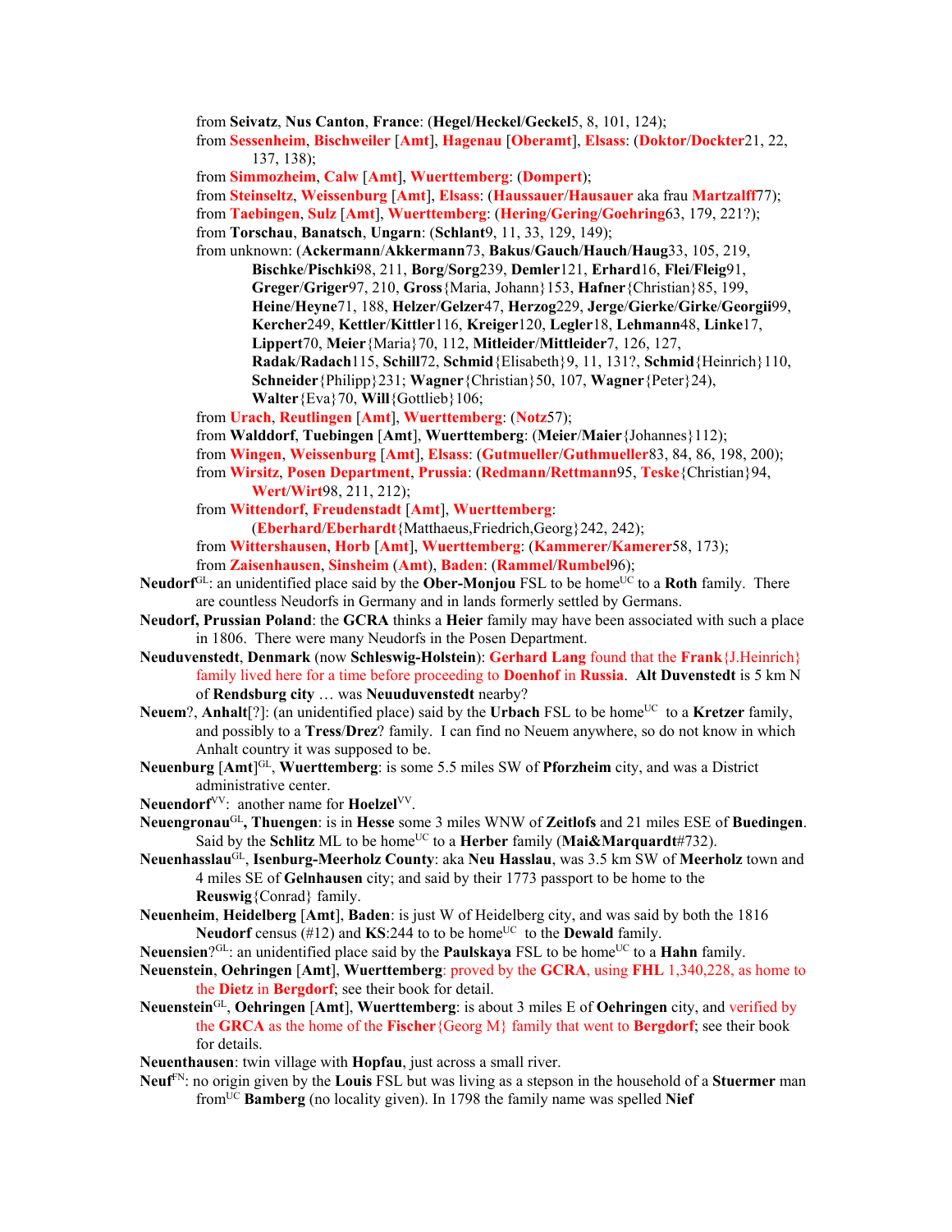from **Seivatz**, **Nus Canton**, **France**: (**Hegel**/**Heckel**/**Geckel**5, 8, 101, 124);

from **Sessenheim**, **Bischweiler** [**Amt**], **Hagenau** [**Oberamt**], **Elsass**: (**Doktor**/**Dockter**21, 22, 137, 138);

from **Simmozheim**, **Calw** [**Amt**], **Wuerttemberg**: (**Dompert**);

from **Steinseltz**, **Weissenburg** [**Amt**], **Elsass**: (**Haussauer**/**Hausauer** aka frau **Martzalff**77);

from **Taebingen**, **Sulz** [**Amt**], **Wuerttemberg**: (**Hering**/**Gering**/**Goehring**63, 179, 221?);

from **Torschau**, **Banatsch**, **Ungarn**: (**Schlant**9, 11, 33, 129, 149);

from unknown: (**Ackermann**/**Akkermann**73, **Bakus**/**Gauch**/**Hauch**/**Haug**33, 105, 219, **Bischke**/**Pischki**98, 211, **Borg**/**Sorg**239, **Demler**121, **Erhard**16, **Flei**/**Fleig**91, **Greger**/**Griger**97, 210, **Gross**{Maria, Johann}153, **Hafner**{Christian}85, 199, **Heine**/**Heyne**71, 188, **Helzer**/**Gelzer**47, **Herzog**229, **Jerge**/**Gierke**/**Girke**/**Georgii**99, **Kercher**249, **Kettler**/**Kittler**116, **Kreiger**120, **Legler**18, **Lehmann**48, **Linke**17, **Lippert**70, **Meier**{Maria}70, 112, **Mitleider**/**Mittleider**7, 126, 127, **Radak**/**Radach**115, **Schill**72, **Schmid**{Elisabeth}9, 11, 131?, **Schmid**{Heinrich}110, **Schneider**{Philipp}231; **Wagner**{Christian}50, 107, **Wagner**{Peter}24), **Walter**{Eva}70, **Will**{Gottlieb}106;

from **Urach**, **Reutlingen** [**Amt**], **Wuerttemberg**: (**Notz**57);

from **Walddorf**, **Tuebingen** [**Amt**], **Wuerttemberg**: (**Meier**/**Maier**{Johannes}112);

from **Wingen**, **Weissenburg** [**Amt**], **Elsass**: (**Gutmueller**/**Guthmueller**83, 84, 86, 198, 200);

from **Wirsitz**, **Posen Department**, **Prussia**: (**Redmann**/**Rettmann**95, **Teske**{Christian}94, **Wert**/**Wirt**98, 211, 212);

from **Wittendorf**, **Freudenstadt** [**Amt**], **Wuerttemberg**: (**Eberhard**/**Eberhardt**{Matthaeus,Friedrich,Georg}242, 242);

from **Wittershausen**, **Horb** [**Amt**], **Wuerttemberg**: (**Kammerer**/**Kamerer**58, 173);

from **Zaisenhausen**, **Sinsheim** (**Amt**), **Baden**: (**Rammel**/**Rumbel**96);

**Neudorf**[GL]: an unidentified place said by the **Ober-Monjou** FSL to be home[UC] to a **Roth** family. There are countless Neudorfs in Germany and in lands formerly settled by Germans.

**Neudorf, Prussian Poland**: the **GCRA** thinks a **Heier** family may have been associated with such a place in 1806. There were many Neudorfs in the Posen Department.

**Neuduvenstedt**, **Denmark** (now **Schleswig-Holstein**): **Gerhard Lang** found that the **Frank**{J.Heinrich} family lived here for a time before proceeding to **Doenhof** in **Russia**. **Alt Duvenstedt** is 5 km N of **Rendsburg city** … was **Neuuduvenstedt** nearby?

**Neuem**?, **Anhalt**[?]: (an unidentified place) said by the **Urbach** FSL to be home[UC] to a **Kretzer** family, and possibly to a **Tress**/**Drez**? family. I can find no Neuem anywhere, so do not know in which Anhalt country it was supposed to be.

**Neuenburg** [**Amt**][GL], **Wuerttemberg**: is some 5.5 miles SW of **Pforzheim** city, and was a District administrative center.

**Neuendorf**[VV]: another name for **Hoelzel**[VV].

**Neuengronau**[GL]**, Thuengen**: is in **Hesse** some 3 miles WNW of **Zeitlofs** and 21 miles ESE of **Buedingen**. Said by the **Schlitz** ML to be home[UC] to a **Herber** family (**Mai&Marquardt**#732).

**Neuenhasslau**[GL], **Isenburg-Meerholz County**: aka **Neu Hasslau**, was 3.5 km SW of **Meerholz** town and 4 miles SE of **Gelnhausen** city; and said by their 1773 passport to be home to the **Reuswig**{Conrad} family.

**Neuenheim**, **Heidelberg** [**Amt**], **Baden**: is just W of Heidelberg city, and was said by both the 1816 **Neudorf** census (#12) and **KS**:244 to to be home[UC] to the **Dewald** family.

**Neuensien**?[GL]: an unidentified place said by the **Paulskaya** FSL to be home[UC] to a **Hahn** family.

**Neuenstein**, **Oehringen** [**Amt**], **Wuerttemberg**: proved by the **GCRA**, using **FHL** 1,340,228, as home to the **Dietz** in **Bergdorf**; see their book for detail.

**Neuenstein**[GL], **Oehringen** [**Amt**], **Wuerttemberg**: is about 3 miles E of **Oehringen** city, and verified by the **GRCA** as the home of the **Fischer**{Georg M} family that went to **Bergdorf**; see their book for details.

**Neuenthausen**: twin village with **Hopfau**, just across a small river.

**Neuf**[FN]: no origin given by the **Louis** FSL but was living as a stepson in the household of a **Sturmer** man from[UC] **Bamberg** (no locality given). In 1798 the family name was spelled **Nief**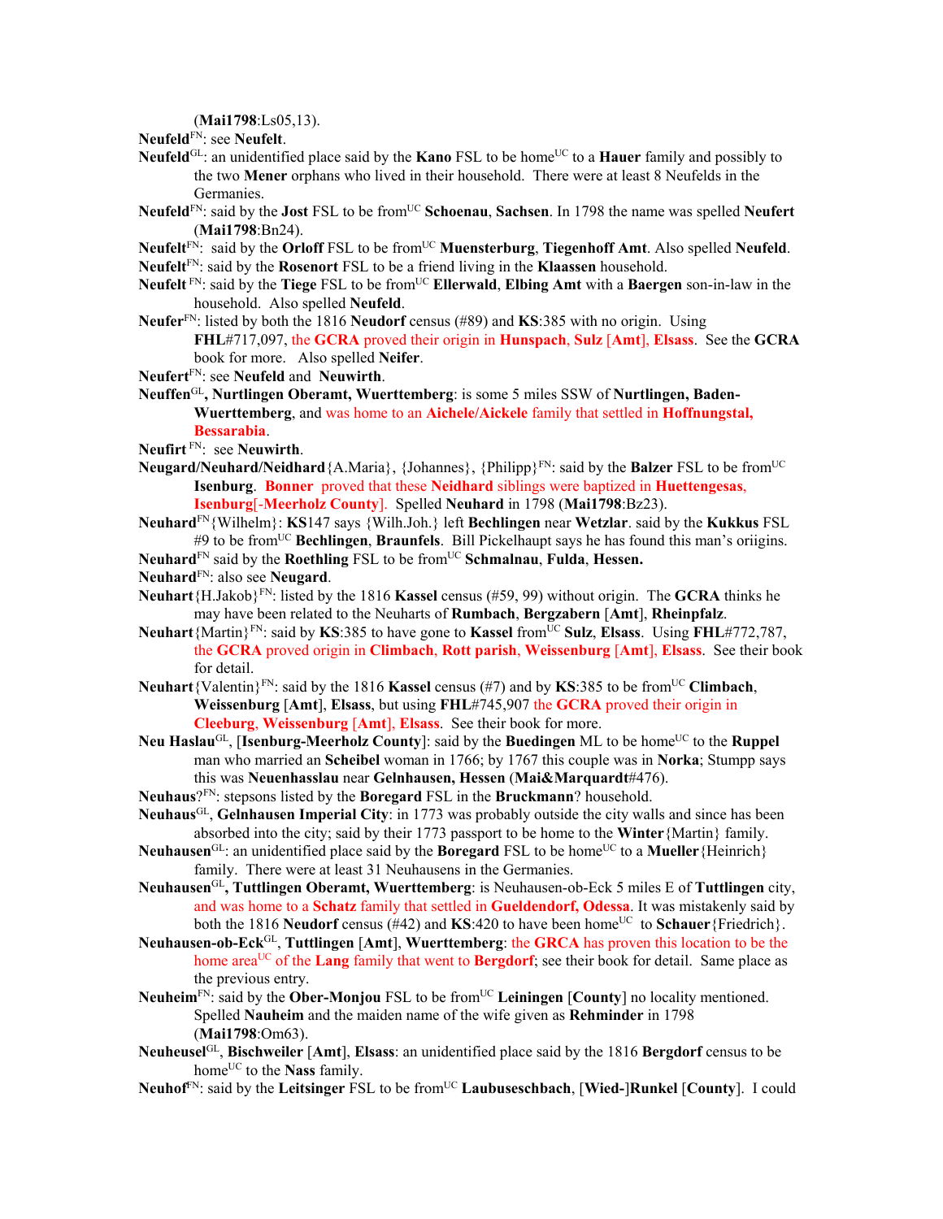(**Mai1798**:Ls05,13).

**Neufeld**FN: see **Neufelt**.

**Neufeld**GL: an unidentified place said by the **Kano** FSL to be homeUC to a **Hauer** family and possibly to the two **Mener** orphans who lived in their household. There were at least 8 Neufelds in the Germanies.

**Neufeld**FN: said by the **Jost** FSL to be fromUC **Schoenau**, **Sachsen**. In 1798 the name was spelled **Neufert** (**Mai1798**:Bn24).

**Neufelt**FN: said by the **Orloff** FSL to be fromUC **Muensterburg**, **Tiegenhoff Amt**. Also spelled **Neufeld**.

**Neufelt**FN: said by the **Rosenort** FSL to be a friend living in the **Klaassen** household.

**Neufelt** FN: said by the **Tiege** FSL to be fromUC **Ellerwald**, **Elbing Amt** with a **Baergen** son-in-law in the household. Also spelled **Neufeld**.

**Neufer**FN: listed by both the 1816 **Neudorf** census (#89) and **KS**:385 with no origin. Using **FHL**#717,097, the **GCRA** proved their origin in **Hunspach**, **Sulz** [**Amt**], **Elsass**. See the **GCRA** book for more. Also spelled **Neifer**.

**Neufert**FN: see **Neufeld** and **Neuwirth**.

**Neuffen**GL**, Nurtlingen Oberamt, Wuerttemberg**: is some 5 miles SSW of **Nurtlingen, Baden-Wuerttemberg**, and was home to an **Aichele**/**Aickele** family that settled in **Hoffnungstal, Bessarabia**.

**Neufirt** FN: see **Neuwirth**.

**Neugard/Neuhard/Neidhard**{A.Maria}, {Johannes}, {Philipp}FN: said by the **Balzer** FSL to be fromUC **Isenburg**. **Bonner** proved that these **Neidhard** siblings were baptized in **Huettengesas**, **Isenburg**[-**Meerholz County**]. Spelled **Neuhard** in 1798 (**Mai1798**:Bz23).

**Neuhard**FN{Wilhelm}: **KS**147 says {Wilh.Joh.} left **Bechlingen** near **Wetzlar**. said by the **Kukkus** FSL #9 to be fromUC **Bechlingen**, **Braunfels**. Bill Pickelhaupt says he has found this man's oriigins.

**Neuhard**FN said by the **Roethling** FSL to be fromUC **Schmalnau**, **Fulda**, **Hessen.**

**Neuhard**FN: also see **Neugard**.

**Neuhart**{H.Jakob}FN: listed by the 1816 **Kassel** census (#59, 99) without origin. The **GCRA** thinks he may have been related to the Neuharts of **Rumbach**, **Bergzabern** [**Amt**], **Rheinpfalz**.

**Neuhart**{Martin}FN: said by **KS**:385 to have gone to **Kassel** fromUC **Sulz**, **Elsass**. Using **FHL**#772,787, the **GCRA** proved origin in **Climbach**, **Rott parish**, **Weissenburg** [**Amt**], **Elsass**. See their book for detail.

**Neuhart**{Valentin}FN: said by the 1816 **Kassel** census (#7) and by **KS**:385 to be fromUC **Climbach**, **Weissenburg** [**Amt**], **Elsass**, but using **FHL**#745,907 the **GCRA** proved their origin in **Cleeburg**, **Weissenburg** [**Amt**], **Elsass**. See their book for more.

**Neu Haslau**GL, [**Isenburg-Meerholz County**]: said by the **Buedingen** ML to be homeUC to the **Ruppel** man who married an **Scheibel** woman in 1766; by 1767 this couple was in **Norka**; Stumpp says this was **Neuenhasslau** near **Gelnhausen, Hessen** (**Mai&Marquardt**#476).

**Neuhaus**?FN: stepsons listed by the **Boregard** FSL in the **Bruckmann**? household.

**Neuhaus**GL, **Gelnhausen Imperial City**: in 1773 was probably outside the city walls and since has been absorbed into the city; said by their 1773 passport to be home to the **Winter**{Martin} family.

**Neuhausen**GL: an unidentified place said by the **Boregard** FSL to be homeUC to a **Mueller**{Heinrich} family. There were at least 31 Neuhausens in the Germanies.

**Neuhausen**GL**, Tuttlingen Oberamt, Wuerttemberg**: is Neuhausen-ob-Eck 5 miles E of **Tuttlingen** city, and was home to a **Schatz** family that settled in **Gueldendorf, Odessa**. It was mistakenly said by both the 1816 **Neudorf** census (#42) and **KS**:420 to have been homeUC to **Schauer**{Friedrich}.

**Neuhausen-ob-Eck**GL, **Tuttlingen** [**Amt**], **Wuerttemberg**: the **GRCA** has proven this location to be the home areaUC of the **Lang** family that went to **Bergdorf**; see their book for detail. Same place as the previous entry.

**Neuheim**FN: said by the **Ober-Monjou** FSL to be fromUC **Leiningen** [**County**] no locality mentioned. Spelled **Nauheim** and the maiden name of the wife given as **Rehminder** in 1798 (**Mai1798**:Om63).

**Neuheusel**GL, **Bischweiler** [**Amt**], **Elsass**: an unidentified place said by the 1816 **Bergdorf** census to be homeUC to the **Nass** family.

**Neuhof**FN: said by the **Leitsinger** FSL to be fromUC **Laubuseschbach**, [**Wied-**]**Runkel** [**County**]. I could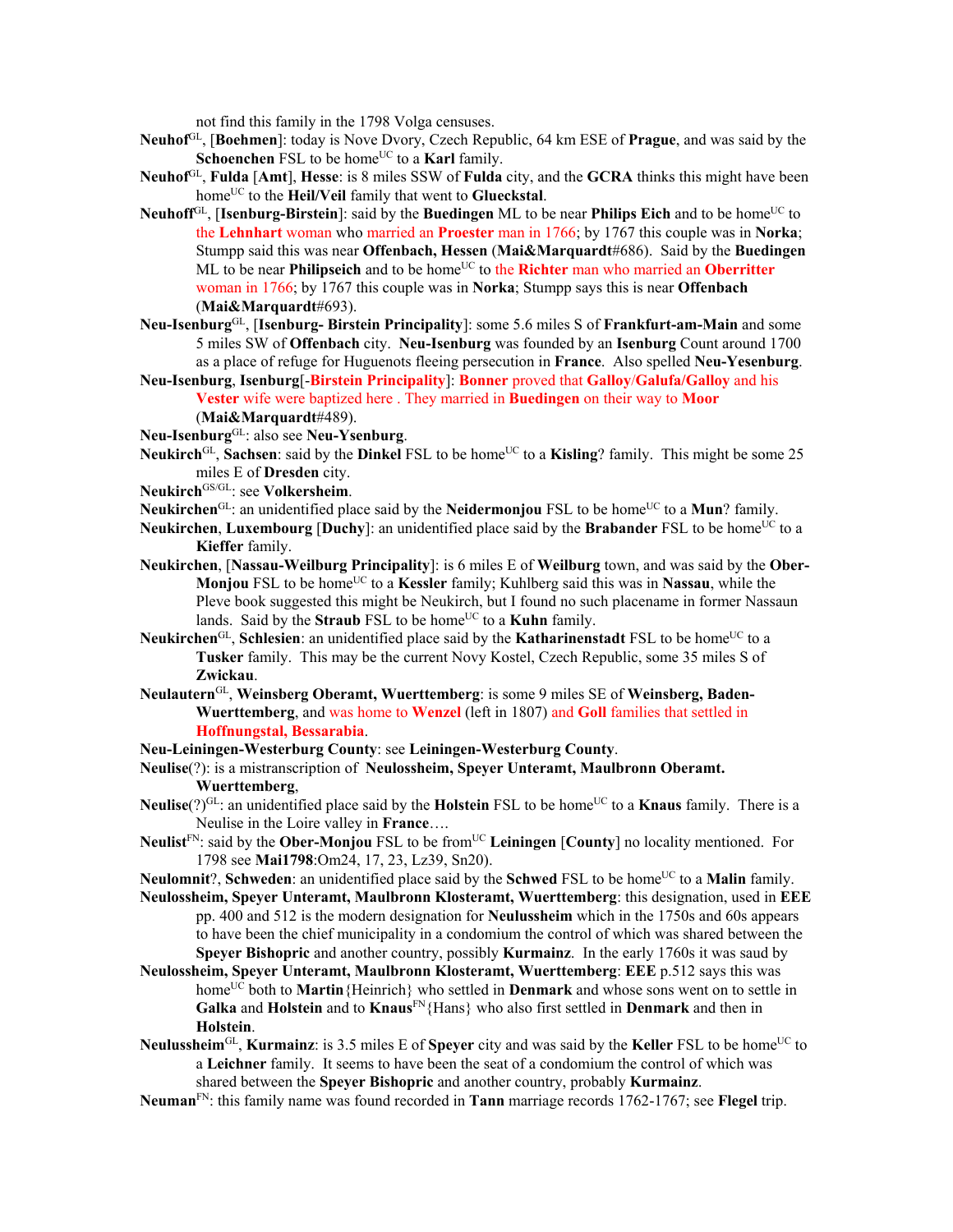not find this family in the 1798 Volga censuses.

**Neuhof**[GL], [**Boehmen**]: today is Nove Dvory, Czech Republic, 64 km ESE of **Prague**, and was said by the **Schoenchen** FSL to be home[UC] to a **Karl** family.

**Neuhof**[GL], **Fulda** [**Amt**], **Hesse**: is 8 miles SSW of **Fulda** city, and the **GCRA** thinks this might have been home[UC] to the **Heil/Veil** family that went to **Glueckstal**.

**Neuhoff**[GL], [**Isenburg-Birstein**]: said by the **Buedingen** ML to be near **Philips Eich** and to be home[UC] to the **Lehnhart** woman who married an **Proester** man in 1766; by 1767 this couple was in **Norka**; Stumpp said this was near **Offenbach, Hessen** (**Mai&Marquardt**#686). Said by the **Buedingen** ML to be near **Philipseich** and to be home[UC] to the **Richter** man who married an **Oberritter** woman in 1766; by 1767 this couple was in **Norka**; Stumpp says this is near **Offenbach** (**Mai&Marquardt**#693).

**Neu-Isenburg**[GL], [**Isenburg- Birstein Principality**]: some 5.6 miles S of **Frankfurt-am-Main** and some 5 miles SW of **Offenbach** city. **Neu-Isenburg** was founded by an **Isenburg** Count around 1700 as a place of refuge for Huguenots fleeing persecution in **France**. Also spelled **Neu-Yesenburg**.

**Neu-Isenburg**, **Isenburg**[-**Birstein Principality**]: **Bonner** proved that **Galloy**/**Galufa/Galloy** and his **Vester** wife were baptized here . They married in **Buedingen** on their way to **Moor** (**Mai&Marquardt**#489).

**Neu-Isenburg**[GL]: also see **Neu-Ysenburg**.

**Neukirch**[GL], **Sachsen**: said by the **Dinkel** FSL to be home[UC] to a **Kisling**? family. This might be some 25 miles E of **Dresden** city.

**Neukirch**[GS/GL]: see **Volkersheim**.

**Neukirchen**[GL]: an unidentified place said by the **Neidermonjou** FSL to be home[UC] to a **Mun**? family.

**Neukirchen**, **Luxembourg** [**Duchy**]: an unidentified place said by the **Brabander** FSL to be home[UC] to a **Kieffer** family.

**Neukirchen**, [**Nassau-Weilburg Principality**]: is 6 miles E of **Weilburg** town, and was said by the **Ober-Monjou** FSL to be home[UC] to a **Kessler** family; Kuhlberg said this was in **Nassau**, while the Pleve book suggested this might be Neukirch, but I found no such placename in former Nassaun lands. Said by the **Straub** FSL to be home[UC] to a **Kuhn** family.

**Neukirchen**[GL], **Schlesien**: an unidentified place said by the **Katharinenstadt** FSL to be home[UC] to a **Tusker** family. This may be the current Novy Kostel, Czech Republic, some 35 miles S of **Zwickau**.

**Neulautern**[GL], **Weinsberg Oberamt, Wuerttemberg**: is some 9 miles SE of **Weinsberg, Baden-Wuerttemberg**, and was home to **Wenzel** (left in 1807) and **Goll** families that settled in **Hoffnungstal, Bessarabia**.

**Neu-Leiningen-Westerburg County**: see **Leiningen-Westerburg County**.

**Neulise**(?): is a mistranscription of **Neulossheim, Speyer Unteramt, Maulbronn Oberamt. Wuerttemberg**,

**Neulise**(?)[GL]: an unidentified place said by the **Holstein** FSL to be home[UC] to a **Knaus** family. There is a Neulise in the Loire valley in **France**….

**Neulist**[FN]: said by the **Ober-Monjou** FSL to be from[UC] **Leiningen** [**County**] no locality mentioned. For 1798 see **Mai1798**:Om24, 17, 23, Lz39, Sn20).

**Neulomnit**?, **Schweden**: an unidentified place said by the **Schwed** FSL to be home[UC] to a **Malin** family.

**Neulossheim, Speyer Unteramt, Maulbronn Klosteramt, Wuerttemberg**: this designation, used in **EEE** pp. 400 and 512 is the modern designation for **Neulussheim** which in the 1750s and 60s appears to have been the chief municipality in a condomium the control of which was shared between the **Speyer Bishopric** and another country, possibly **Kurmainz**. In the early 1760s it was saud by

**Neulossheim, Speyer Unteramt, Maulbronn Klosteramt, Wuerttemberg**: **EEE** p.512 says this was home[UC] both to **Martin**{Heinrich} who settled in **Denmark** and whose sons went on to settle in **Galka** and **Holstein** and to **Knaus**[FN]{Hans} who also first settled in **Denmark** and then in **Holstein**.

**Neulussheim**[GL], **Kurmainz**: is 3.5 miles E of **Speyer** city and was said by the **Keller** FSL to be home[UC] to a **Leichner** family. It seems to have been the seat of a condomium the control of which was shared between the **Speyer Bishopric** and another country, probably **Kurmainz**.

**Neuman**[FN]: this family name was found recorded in **Tann** marriage records 1762-1767; see **Flegel** trip.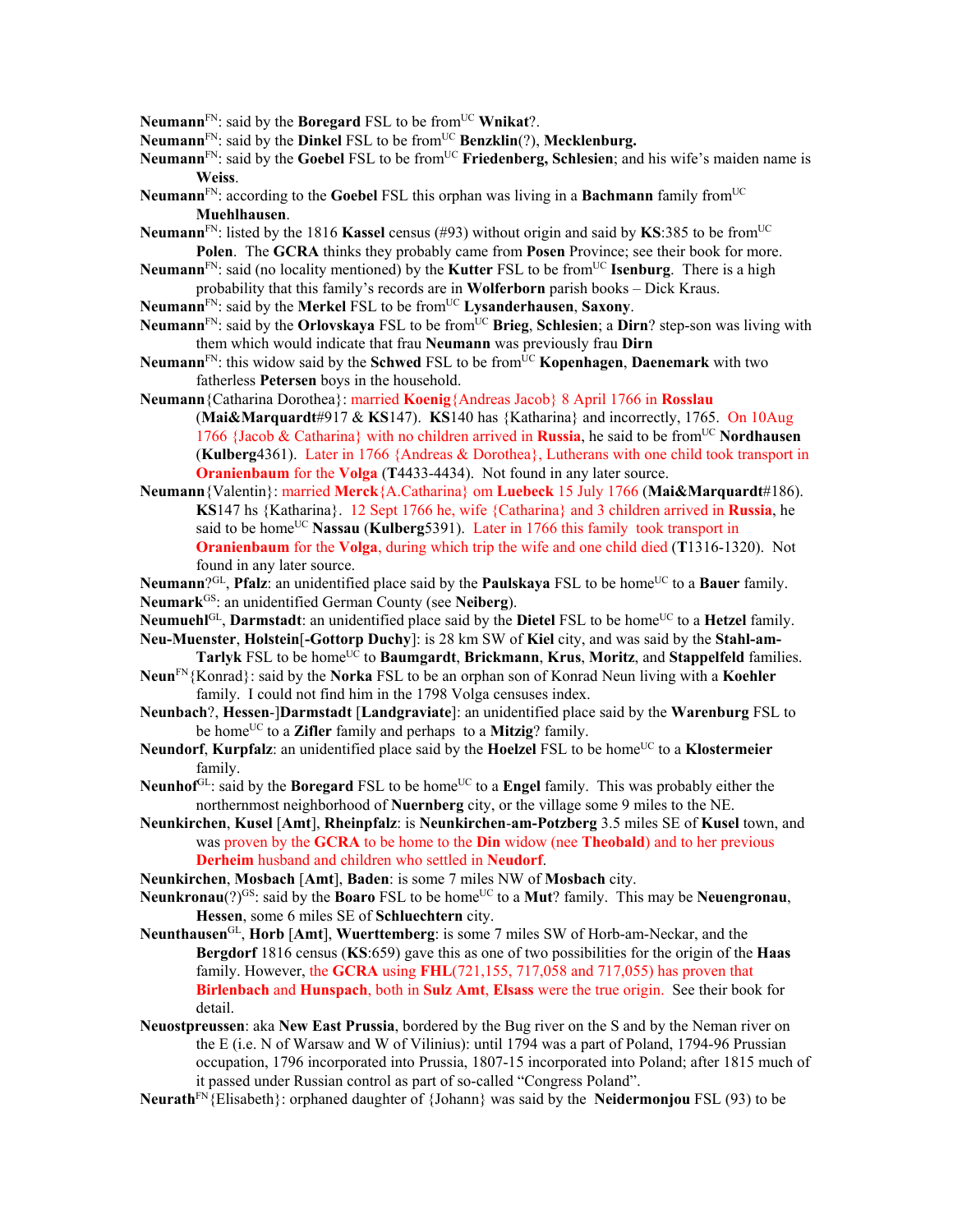**Neumann**[FN]: said by the **Boregard** FSL to be from[UC] **Wnikat**?.

**Neumann**[FN]: said by the **Dinkel** FSL to be from[UC] **Benzklin**(?), **Mecklenburg.**

**Neumann**[FN]: said by the **Goebel** FSL to be from[UC] **Friedenberg, Schlesien**; and his wife's maiden name is **Weiss**.

**Neumann**[FN]: according to the **Goebel** FSL this orphan was living in a **Bachmann** family from[UC] **Muehlhausen**.

**Neumann**[FN]: listed by the 1816 **Kassel** census (#93) without origin and said by **KS**:385 to be from[UC] **Polen**. The **GCRA** thinks they probably came from **Posen** Province; see their book for more.

**Neumann**[FN]: said (no locality mentioned) by the **Kutter** FSL to be from[UC] **Isenburg**. There is a high probability that this family's records are in **Wolferborn** parish books – Dick Kraus.

**Neumann**[FN]: said by the **Merkel** FSL to be from[UC] **Lysanderhausen**, **Saxony**.

**Neumann**[FN]: said by the **Orlovskaya** FSL to be from[UC] **Brieg**, **Schlesien**; a **Dirn**? step-son was living with them which would indicate that frau **Neumann** was previously frau **Dirn**

**Neumann**[FN]: this widow said by the **Schwed** FSL to be from[UC] **Kopenhagen**, **Daenemark** with two fatherless **Petersen** boys in the household.

**Neumann**{Catharina Dorothea}: married **Koenig**{Andreas Jacob} 8 April 1766 in **Rosslau** (**Mai&Marquardt**#917 & **KS**147). **KS**140 has {Katharina} and incorrectly, 1765. On 10Aug 1766 {Jacob & Catharina} with no children arrived in **Russia**, he said to be from[UC] **Nordhausen** (**Kulberg**4361). Later in 1766 {Andreas & Dorothea}, Lutherans with one child took transport in **Oranienbaum** for the **Volga** (**T**4433-4434). Not found in any later source.

**Neumann**{Valentin}: married **Merck**{A.Catharina} om **Luebeck** 15 July 1766 (**Mai&Marquardt**#186). **KS**147 hs {Katharina}. 12 Sept 1766 he, wife {Catharina} and 3 children arrived in **Russia**, he said to be home[UC] **Nassau** (**Kulberg**5391). Later in 1766 this family took transport in **Oranienbaum** for the **Volga**, during which trip the wife and one child died (**T**1316-1320). Not found in any later source.

**Neumann**?[GL], **Pfalz**: an unidentified place said by the **Paulskaya** FSL to be home[UC] to a **Bauer** family.

**Neumark**[GS]: an unidentified German County (see **Neiberg**).

**Neumuehl**[GL], **Darmstadt**: an unidentified place said by the **Dietel** FSL to be home[UC] to a **Hetzel** family.

**Neu-Muenster**, **Holstein**[**-Gottorp Duchy**]: is 28 km SW of **Kiel** city, and was said by the **Stahl-am-Tarlyk** FSL to be home[UC] to **Baumgardt**, **Brickmann**, **Krus**, **Moritz**, and **Stappelfeld** families.

**Neun**[FN]{Konrad}: said by the **Norka** FSL to be an orphan son of Konrad Neun living with a **Koehler** family. I could not find him in the 1798 Volga censuses index.

**Neunbach**?, **Hessen-**]**Darmstadt** [**Landgraviate**]: an unidentified place said by the **Warenburg** FSL to be home[UC] to a **Zifler** family and perhaps to a **Mitzig**? family.

**Neundorf**, **Kurpfalz**: an unidentified place said by the **Hoelzel** FSL to be home[UC] to a **Klostermeier** family.

**Neunhof**[GL]: said by the **Boregard** FSL to be home[UC] to a **Engel** family. This was probably either the northernmost neighborhood of **Nuernberg** city, or the village some 9 miles to the NE.

**Neunkirchen**, **Kusel** [**Amt**], **Rheinpfalz**: is **Neunkirchen-am-Potzberg** 3.5 miles SE of **Kusel** town, and was proven by the **GCRA** to be home to the **Din** widow (nee **Theobald**) and to her previous **Derheim** husband and children who settled in **Neudorf**.

**Neunkirchen**, **Mosbach** [**Amt**], **Baden**: is some 7 miles NW of **Mosbach** city.

**Neunkronau**(?)[GS]: said by the **Boaro** FSL to be home[UC] to a **Mut**? family. This may be **Neuengronau**, **Hessen**, some 6 miles SE of **Schluechtern** city.

**Neunthausen**[GL], **Horb** [**Amt**], **Wuerttemberg**: is some 7 miles SW of Horb-am-Neckar, and the **Bergdorf** 1816 census (**KS**:659) gave this as one of two possibilities for the origin of the **Haas** family. However, the **GCRA** using **FHL**(721,155, 717,058 and 717,055) has proven that **Birlenbach** and **Hunspach**, both in **Sulz Amt**, **Elsass** were the true origin. See their book for detail.

**Neuostpreussen**: aka **New East Prussia**, bordered by the Bug river on the S and by the Neman river on the E (i.e. N of Warsaw and W of Vilinius): until 1794 was a part of Poland, 1794-96 Prussian occupation, 1796 incorporated into Prussia, 1807-15 incorporated into Poland; after 1815 much of it passed under Russian control as part of so-called "Congress Poland".

**Neurath**[FN]{Elisabeth}: orphaned daughter of {Johann} was said by the **Neidermonjou** FSL (93) to be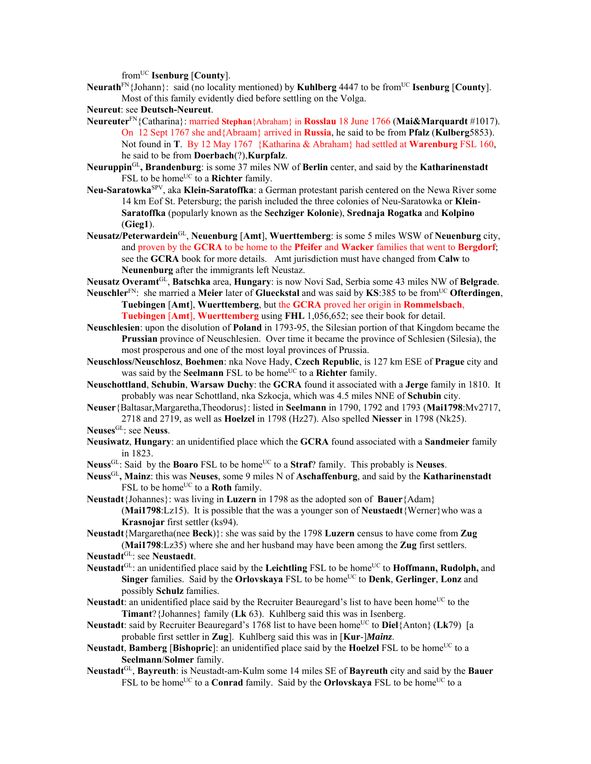from[UC] **Isenburg** [**County**].

**Neurath**[FN]{Johann}: said (no locality mentioned) by **Kuhlberg** 4447 to be from[UC] **Isenburg** [**County**]. Most of this family evidently died before settling on the Volga.

**Neureut**: see **Deutsch-Neureut**.

**Neureuter**[FN]{Catharina}: married **Stephan**{Abraham} in **Rosslau** 18 June 1766 (**Mai&Marquardt** #1017). On 12 Sept 1767 she and{Abraam} arrived in **Russia**, he said to be from **Pfalz** (**Kulberg**5853). Not found in **T**. By 12 May 1767 {Katharina & Abraham} had settled at **Warenburg** FSL 160, he said to be from **Doerbach**(?),**Kurpfalz**.

**Neuruppin**[GL]**, Brandenburg**: is some 37 miles NW of **Berlin** center, and said by the **Katharinenstadt** FSL to be home[UC] to a **Richter** family.

**Neu-Saratowka**[SPV], aka **Klein-Saratoffka**: a German protestant parish centered on the Newa River some 14 km Eof St. Petersburg; the parish included the three colonies of Neu-Saratowka or **Klein-Saratoffka** (popularly known as the **Sechziger Kolonie**), **Srednaja Rogatka** and **Kolpino** (**Gieg1**).

**Neusatz/Peterwardein**[GL], **Neuenburg** [**Amt**], **Wuerttemberg**: is some 5 miles WSW of **Neuenburg** city, and proven by the **GCRA** to be home to the **Pfeifer** and **Wacker** families that went to **Bergdorf**; see the **GCRA** book for more details. Amt jurisdiction must have changed from **Calw** to **Neunenburg** after the immigrants left Neustaz.

**Neusatz Overamt**[GL], **Batschka** area, **Hungary**: is now Novi Sad, Serbia some 43 miles NW of **Belgrade**.

**Neuschler**[FN]: she married a **Meier** later of **Glueckstal** and was said by **KS**:385 to be from[UC] **Ofterdingen**, **Tuebingen** [**Amt**], **Wuerttemberg**, but the **GCRA** proved her origin in **Rommelsbach**, **Tuebingen** [**Amt**], **Wuerttemberg** using **FHL** 1,056,652; see their book for detail.

**Neuschlesien**: upon the disolution of **Poland** in 1793-95, the Silesian portion of that Kingdom became the **Prussian** province of Neuschlesien. Over time it became the province of Schlesien (Silesia), the most prosperous and one of the most loyal provinces of Prussia.

**Neuschloss/Neuschlosz**, **Boehmen**: nka Nove Hady, **Czech Republic**, is 127 km ESE of **Prague** city and was said by the **Seelmann** FSL to be home[UC] to a **Richter** family.

**Neuschottland**, **Schubin**, **Warsaw Duchy**: the **GCRA** found it associated with a **Jerge** family in 1810. It probably was near Schottland, nka Szkocja, which was 4.5 miles NNE of **Schubin** city.

**Neuser**{Baltasar,Margaretha,Theodorus}: listed in **Seelmann** in 1790, 1792 and 1793 (**Mai1798**:Mv2717, 2718 and 2719, as well as **Hoelzel** in 1798 (Hz27). Also spelled **Niesser** in 1798 (Nk25).

**Neuses**[GL]: see **Neuss**.

**Neusiwatz**, **Hungary**: an unidentified place which the **GCRA** found associated with a **Sandmeier** family in 1823.

**Neuss**[GL]: Said by the **Boaro** FSL to be home[UC] to a **Straf**? family. This probably is **Neuses**.

**Neuss**[GL]**, Mainz**: this was **Neuses**, some 9 miles N of **Aschaffenburg**, and said by the **Katharinenstadt** FSL to be home[UC] to a **Roth** family.

**Neustadt**{Johannes}: was living in **Luzern** in 1798 as the adopted son of **Bauer**{Adam} (**Mai1798**:Lz15). It is possible that the was a younger son of **Neustaedt**{Werner}who was a **Krasnojar** first settler (ks94).

**Neustadt**{Margaretha(nee **Beck**)}: she was said by the 1798 **Luzern** census to have come from **Zug** (**Mai1798**:Lz35) where she and her husband may have been among the **Zug** first settlers.

**Neustadt**[GL]: see **Neustaedt**.

**Neustadt**[GL]: an unidentified place said by the **Leichtling** FSL to be home[UC] to **Hoffmann, Rudolph,** and **Singer** families. Said by the **Orlovskaya** FSL to be home[UC] to **Denk**, **Gerlinger**, **Lonz** and possibly **Schulz** families.

**Neustadt**: an unidentified place said by the Recruiter Beauregard's list to have been home[UC] to the **Timant**?{Johannes} family (**Lk** 63). Kuhlberg said this was in Isenberg.

**Neustadt**: said by Recruiter Beauregard's 1768 list to have been home[UC] to **Diel**{Anton} (**Lk**79) [a probable first settler in **Zug**]. Kuhlberg said this was in [**Kur**-]***Mainz***.

**Neustadt**, **Bamberg** [**Bishopric**]: an unidentified place said by the **Hoelzel** FSL to be home[UC] to a **Seelmann**/**Solmer** family.

**Neustadt**[GL], **Bayreuth**: is Neustadt-am-Kulm some 14 miles SE of **Bayreuth** city and said by the **Bauer** FSL to be home[UC] to a **Conrad** family. Said by the **Orlovskaya** FSL to be home[UC] to a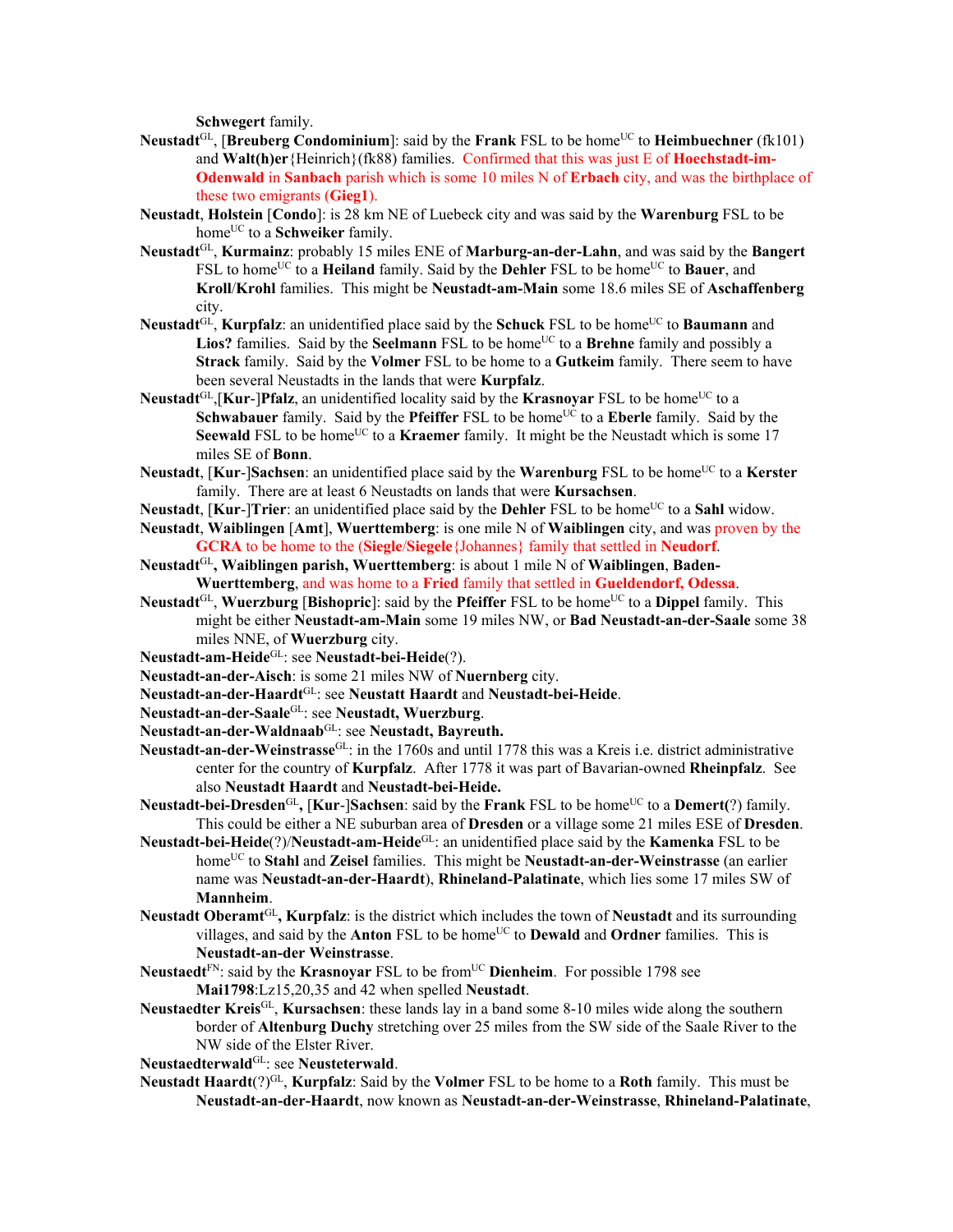**Schwegert** family.

**Neustadt**[GL], [**Breuberg Condominium**]: said by the **Frank** FSL to be home[UC] to **Heimbuechner** (fk101) and **Walt(h)er**{Heinrich}(fk88) families. Confirmed that this was just E of **Hoechstadt-im-Odenwald** in **Sanbach** parish which is some 10 miles N of **Erbach** city, and was the birthplace of these two emigrants (**Gieg1**).

**Neustadt**, **Holstein** [**Condo**]: is 28 km NE of Luebeck city and was said by the **Warenburg** FSL to be home[UC] to a **Schweiker** family.

**Neustadt**[GL], **Kurmainz**: probably 15 miles ENE of **Marburg-an-der-Lahn**, and was said by the **Bangert** FSL to home[UC] to a **Heiland** family. Said by the **Dehler** FSL to be home[UC] to **Bauer**, and **Kroll**/**Krohl** families. This might be **Neustadt-am-Main** some 18.6 miles SE of **Aschaffenberg** city.

**Neustadt**[GL], **Kurpfalz**: an unidentified place said by the **Schuck** FSL to be home[UC] to **Baumann** and **Lios?** families. Said by the **Seelmann** FSL to be home[UC] to a **Brehne** family and possibly a **Strack** family. Said by the **Volmer** FSL to be home to a **Gutkeim** family. There seem to have been several Neustadts in the lands that were **Kurpfalz**.

**Neustadt**[GL],[**Kur**-]**Pfalz**, an unidentified locality said by the **Krasnoyar** FSL to be home[UC] to a **Schwabauer** family. Said by the **Pfeiffer** FSL to be home[UC] to a **Eberle** family. Said by the **Seewald** FSL to be home[UC] to a **Kraemer** family. It might be the Neustadt which is some 17 miles SE of **Bonn**.

**Neustadt**, [**Kur**-]**Sachsen**: an unidentified place said by the **Warenburg** FSL to be home[UC] to a **Kerster** family. There are at least 6 Neustadts on lands that were **Kursachsen**.

**Neustadt**, [**Kur**-]**Trier**: an unidentified place said by the **Dehler** FSL to be home[UC] to a **Sahl** widow.

**Neustadt**, **Waiblingen** [**Amt**], **Wuerttemberg**: is one mile N of **Waiblingen** city, and was proven by the **GCRA** to be home to the (**Siegle**/**Siegele**{Johannes} family that settled in **Neudorf**.

**Neustadt**[GL]**, Waiblingen parish, Wuerttemberg**: is about 1 mile N of **Waiblingen**, **Baden-Wuerttemberg**, and was home to a **Fried** family that settled in **Gueldendorf, Odessa**.

**Neustadt**[GL], **Wuerzburg** [**Bishopric**]: said by the **Pfeiffer** FSL to be home[UC] to a **Dippel** family. This might be either **Neustadt-am-Main** some 19 miles NW, or **Bad Neustadt-an-der-Saale** some 38 miles NNE, of **Wuerzburg** city.

**Neustadt-am-Heide**[GL]: see **Neustadt-bei-Heide**(?).

**Neustadt-an-der-Aisch**: is some 21 miles NW of **Nuernberg** city.

**Neustadt-an-der-Haardt**[GL]: see **Neustatt Haardt** and **Neustadt-bei-Heide**.

**Neustadt-an-der-Saale**[GL]: see **Neustadt, Wuerzburg**.

**Neustadt-an-der-Waldnaab**[GL]: see **Neustadt, Bayreuth.**

**Neustadt-an-der-Weinstrasse**[GL]: in the 1760s and until 1778 this was a Kreis i.e. district administrative center for the country of **Kurpfalz**. After 1778 it was part of Bavarian-owned **Rheinpfalz**. See also **Neustadt Haardt** and **Neustadt-bei-Heide**.

**Neustadt-bei-Dresden**[GL]**,** [**Kur**-]**Sachsen**: said by the **Frank** FSL to be home[UC] to a **Demert**(?) family. This could be either a NE suburban area of **Dresden** or a village some 21 miles ESE of **Dresden**.

**Neustadt-bei-Heide**(?)/**Neustadt-am-Heide**[GL]: an unidentified place said by the **Kamenka** FSL to be home[UC] to **Stahl** and **Zeisel** families. This might be **Neustadt-an-der-Weinstrasse** (an earlier name was **Neustadt-an-der-Haardt**), **Rhineland-Palatinate**, which lies some 17 miles SW of **Mannheim**.

**Neustadt Oberamt**[GL]**, Kurpfalz**: is the district which includes the town of **Neustadt** and its surrounding villages, and said by the **Anton** FSL to be home[UC] to **Dewald** and **Ordner** families. This is **Neustadt-an-der Weinstrasse**.

**Neustaedt**[FN]: said by the **Krasnoyar** FSL to be from[UC] **Dienheim**. For possible 1798 see **Mai1798**:Lz15,20,35 and 42 when spelled **Neustadt**.

**Neustaedter Kreis**[GL], **Kursachsen**: these lands lay in a band some 8-10 miles wide along the southern border of **Altenburg Duchy** stretching over 25 miles from the SW side of the Saale River to the NW side of the Elster River.

**Neustaedterwald**[GL]: see **Neusteterwald**.

**Neustadt Haardt**(?)[GL], **Kurpfalz**: Said by the **Volmer** FSL to be home to a **Roth** family. This must be **Neustadt-an-der-Haardt**, now known as **Neustadt-an-der-Weinstrasse**, **Rhineland-Palatinate**,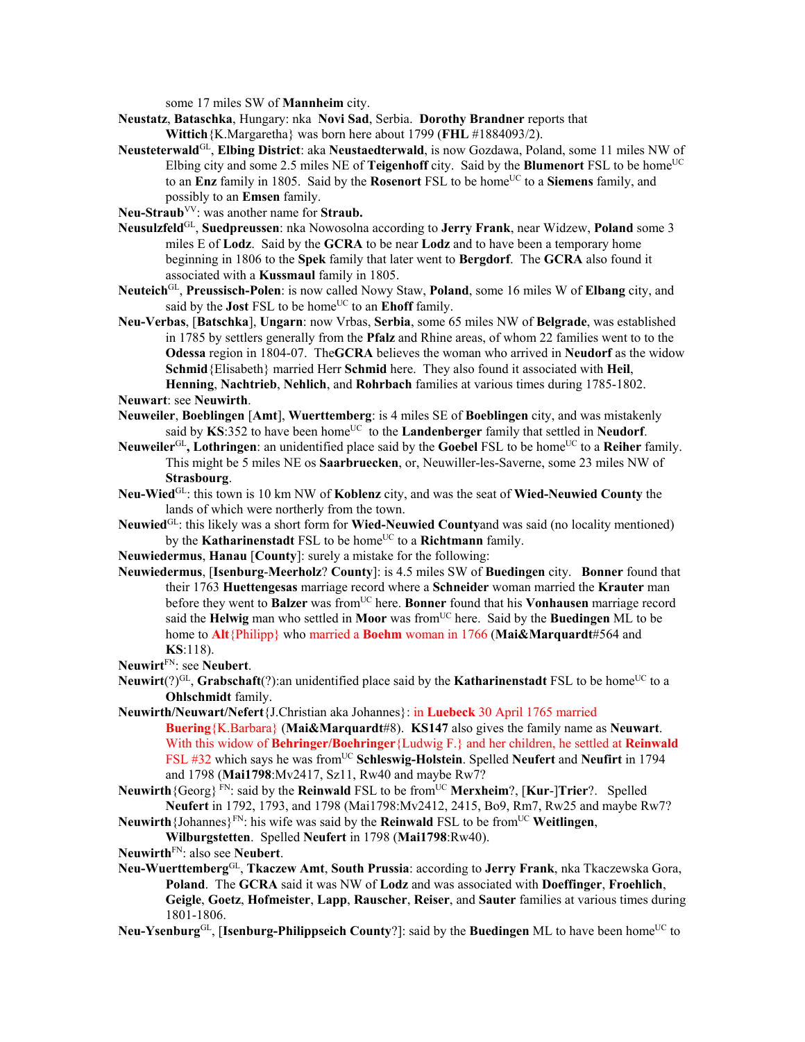some 17 miles SW of **Mannheim** city.

**Neustatz**, **Bataschka**, Hungary: nka **Novi Sad**, Serbia. **Dorothy Brandner** reports that **Wittich**{K.Margaretha} was born here about 1799 (**FHL** #1884093/2).

**Neusteterwald**[GL], **Elbing District**: aka **Neustaedterwald**, is now Gozdawa, Poland, some 11 miles NW of Elbing city and some 2.5 miles NE of **Teigenhoff** city. Said by the **Blumenort** FSL to be home[UC] to an **Enz** family in 1805. Said by the **Rosenort** FSL to be home[UC] to a **Siemens** family, and possibly to an **Emsen** family.

**Neu-Straub**[VV]: was another name for **Straub.**

**Neusulzfeld**[GL], **Suedpreussen**: nka Nowosolna according to **Jerry Frank**, near Widzew, **Poland** some 3 miles E of **Lodz**. Said by the **GCRA** to be near **Lodz** and to have been a temporary home beginning in 1806 to the **Spek** family that later went to **Bergdorf**. The **GCRA** also found it associated with a **Kussmaul** family in 1805.

**Neuteich**[GL], **Preussisch-Polen**: is now called Nowy Staw, **Poland**, some 16 miles W of **Elbang** city, and said by the **Jost** FSL to be home[UC] to an **Ehoff** family.

**Neu-Verbas**, [**Batschka**], **Ungarn**: now Vrbas, **Serbia**, some 65 miles NW of **Belgrade**, was established in 1785 by settlers generally from the **Pfalz** and Rhine areas, of whom 22 families went to to the **Odessa** region in 1804-07. The**GCRA** believes the woman who arrived in **Neudorf** as the widow **Schmid**{Elisabeth} married Herr **Schmid** here. They also found it associated with **Heil**, **Henning**, **Nachtrieb**, **Nehlich**, and **Rohrbach** families at various times during 1785-1802.

**Neuwart**: see **Neuwirth**.

**Neuweiler**, **Boeblingen** [**Amt**], **Wuerttemberg**: is 4 miles SE of **Boeblingen** city, and was mistakenly said by **KS**:352 to have been home[UC] to the **Landenberger** family that settled in **Neudorf**.

**Neuweiler**[GL]**, Lothringen**: an unidentified place said by the **Goebel** FSL to be home[UC] to a **Reiher** family. This might be 5 miles NE os **Saarbruecken**, or, Neuwiller-les-Saverne, some 23 miles NW of **Strasbourg**.

**Neu-Wied**[GL]: this town is 10 km NW of **Koblenz** city, and was the seat of **Wied-Neuwied County** the lands of which were northerly from the town.

**Neuwied**[GL]: this likely was a short form for **Wied-Neuwied County**and was said (no locality mentioned) by the **Katharinenstadt** FSL to be home[UC] to a **Richtmann** family.

**Neuwiedermus**, **Hanau** [**County**]: surely a mistake for the following:

**Neuwiedermus**, [**Isenburg-Meerholz**? **County**]: is 4.5 miles SW of **Buedingen** city. **Bonner** found that their 1763 **Huettengesas** marriage record where a **Schneider** woman married the **Krauter** man before they went to **Balzer** was from[UC] here. **Bonner** found that his **Vonhausen** marriage record said the **Helwig** man who settled in **Moor** was from[UC] here. Said by the **Buedingen** ML to be home to **Alt**{Philipp} who married a **Boehm** woman in 1766 (**Mai&Marquardt**#564 and **KS**:118).

**Neuwirt**[FN]: see **Neubert**.

**Neuwirt**(?)[GL], **Grabschaft**(?):an unidentified place said by the **Katharinenstadt** FSL to be home[UC] to a **Ohlschmidt** family.

**Neuwirth/Neuwart/Nefert**{J.Christian aka Johannes}: in **Luebeck** 30 April 1765 married **Buering**{K.Barbara} (**Mai&Marquardt**#8). **KS147** also gives the family name as **Neuwart**. With this widow of **Behringer/Boehringer**{Ludwig F.} and her children, he settled at **Reinwald** FSL #32 which says he was from[UC] **Schleswig-Holstein**. Spelled **Neufert** and **Neufirt** in 1794 and 1798 (**Mai1798**:Mv2417, Sz11, Rw40 and maybe Rw7?

**Neuwirth**{Georg} [FN]: said by the **Reinwald** FSL to be from[UC] **Merxheim**?, [**Kur**-]**Trier**?. Spelled **Neufert** in 1792, 1793, and 1798 (Mai1798:Mv2412, 2415, Bo9, Rm7, Rw25 and maybe Rw7?

**Neuwirth**{Johannes}[FN]: his wife was said by the **Reinwald** FSL to be from[UC] **Weitlingen**, **Wilburgstetten**. Spelled **Neufert** in 1798 (**Mai1798**:Rw40).

**Neuwirth**[FN]: also see **Neubert**.

**Neu-Wuerttemberg**[GL], **Tkaczew Amt**, **South Prussia**: according to **Jerry Frank**, nka Tkaczewska Gora, **Poland**. The **GCRA** said it was NW of **Lodz** and was associated with **Doeffinger**, **Froehlich**, **Geigle**, **Goetz**, **Hofmeister**, **Lapp**, **Rauscher**, **Reiser**, and **Sauter** families at various times during 1801-1806.

**Neu-Ysenburg**[GL], [**Isenburg-Philippseich County**?]: said by the **Buedingen** ML to have been home[UC] to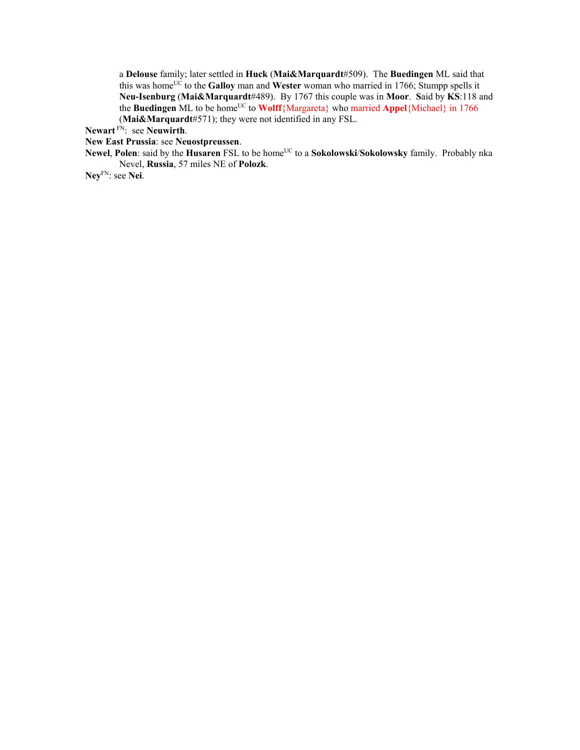a **Delouse** family; later settled in **Huck** (**Mai&Marquardt**#509). The **Buedingen** ML said that this was home[UC] to the **Galloy** man and **Wester** woman who married in 1766; Stumpp spells it **Neu-Isenburg** (**Mai&Marquardt**#489). By 1767 this couple was in **Moor**. **S**aid by **KS**:118 and the **Buedingen** ML to be home[UC] to **Wolff**{Margareta} who married **Appel**{Michael} in 1766 (**Mai&Marquardt**#571); they were not identified in any FSL.

**Newart** [FN]: see **Neuwirth**.

**New East Prussia**: see **Neuostpreussen**.

**Newel**, **Polen**: said by the **Husaren** FSL to be home[UC] to a **Sokolowski**/**Sokolowsky** family. Probably nka Nevel, **Russia**, 57 miles NE of **Polozk**.

**Ney**[FN]: see **Nei**.